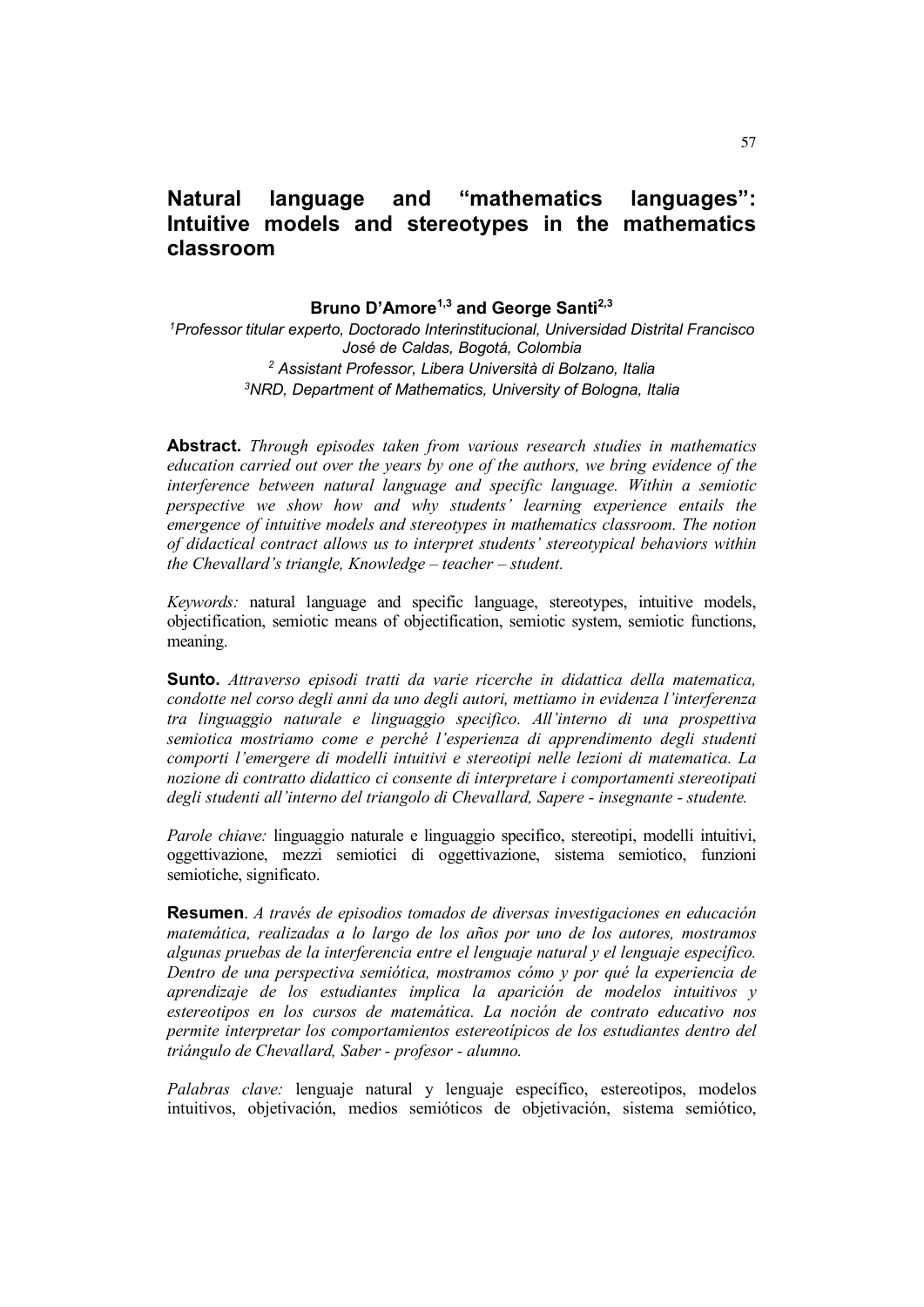# Natural language and "mathematics languages": Intuitive models and stereotypes in the mathematics classroom

**Bruno D'Amore[1,3] and George Santi[2,3]**

[1]*Professor titular experto, Doctorado Interinstitucional, Universidad Distrital Francisco José de Caldas, Bogotá, Colombia*

[2] *Assistant Professor, Libera Università di Bolzano, Italia*

[3]*NRD, Department of Mathematics, University of Bologna, Italia*

**Abstract.** *Through episodes taken from various research studies in mathematics education carried out over the years by one of the authors, we bring evidence of the interference between natural language and specific language. Within a semiotic perspective we show how and why students' learning experience entails the emergence of intuitive models and stereotypes in mathematics classroom. The notion of didactical contract allows us to interpret students' stereotypical behaviors within the Chevallard's triangle, Knowledge – teacher – student.*

*Keywords:* natural language and specific language, stereotypes, intuitive models, objectification, semiotic means of objectification, semiotic system, semiotic functions, meaning.

**Sunto.** *Attraverso episodi tratti da varie ricerche in didattica della matematica, condotte nel corso degli anni da uno degli autori, mettiamo in evidenza l'interferenza tra linguaggio naturale e linguaggio specifico. All'interno di una prospettiva semiotica mostriamo come e perché l'esperienza di apprendimento degli studenti comporti l'emergere di modelli intuitivi e stereotipi nelle lezioni di matematica. La nozione di contratto didattico ci consente di interpretare i comportamenti stereotipati degli studenti all'interno del triangolo di Chevallard, Sapere - insegnante - studente.*

*Parole chiave:* linguaggio naturale e linguaggio specifico, stereotipi, modelli intuitivi, oggettivazione, mezzi semiotici di oggettivazione, sistema semiotico, funzioni semiotiche, significato.

**Resumen**. *A través de episodios tomados de diversas investigaciones en educación matemática, realizadas a lo largo de los años por uno de los autores, mostramos algunas pruebas de la interferencia entre el lenguaje natural y el lenguaje específico. Dentro de una perspectiva semiótica, mostramos cómo y por qué la experiencia de aprendizaje de los estudiantes implica la aparición de modelos intuitivos y estereotipos en los cursos de matemática. La noción de contrato educativo nos permite interpretar los comportamientos estereotípicos de los estudiantes dentro del triángulo de Chevallard, Saber - profesor - alumno.*

*Palabras clave:* lenguaje natural y lenguaje específico, estereotipos, modelos intuitivos, objetivación, medios semióticos de objetivación, sistema semiótico,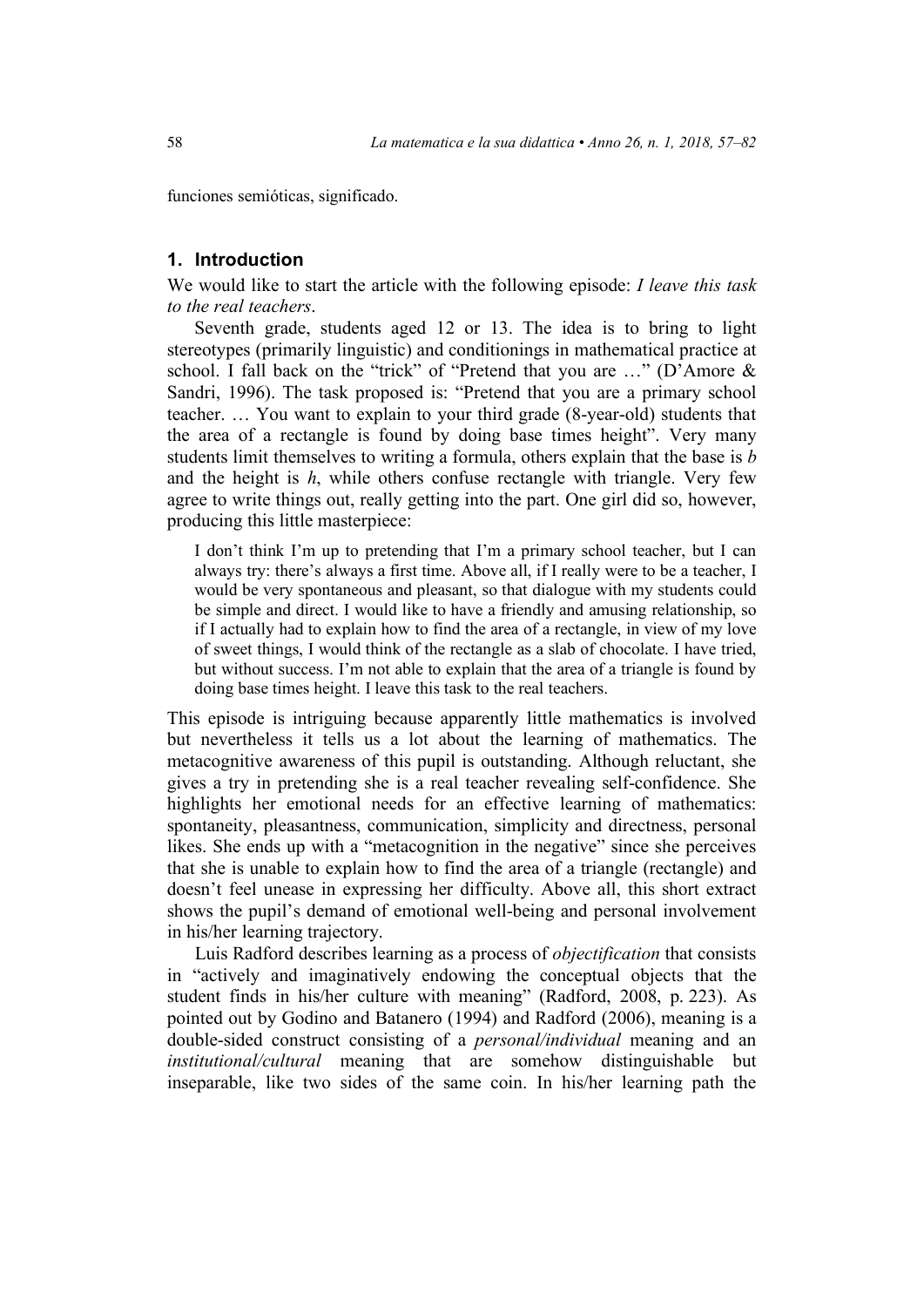funciones semióticas, significado.

## 1. Introduction

We would like to start the article with the following episode: *I leave this task to the real teachers*.

Seventh grade, students aged 12 or 13. The idea is to bring to light stereotypes (primarily linguistic) and conditionings in mathematical practice at school. I fall back on the "trick" of "Pretend that you are …" (D'Amore & Sandri, 1996). The task proposed is: "Pretend that you are a primary school teacher. … You want to explain to your third grade (8-year-old) students that the area of a rectangle is found by doing base times height". Very many students limit themselves to writing a formula, others explain that the base is *b* and the height is *h*, while others confuse rectangle with triangle. Very few agree to write things out, really getting into the part. One girl did so, however, producing this little masterpiece:

> I don't think I'm up to pretending that I'm a primary school teacher, but I can always try: there's always a first time. Above all, if I really were to be a teacher, I would be very spontaneous and pleasant, so that dialogue with my students could be simple and direct. I would like to have a friendly and amusing relationship, so if I actually had to explain how to find the area of a rectangle, in view of my love of sweet things, I would think of the rectangle as a slab of chocolate. I have tried, but without success. I'm not able to explain that the area of a triangle is found by doing base times height. I leave this task to the real teachers.

This episode is intriguing because apparently little mathematics is involved but nevertheless it tells us a lot about the learning of mathematics. The metacognitive awareness of this pupil is outstanding. Although reluctant, she gives a try in pretending she is a real teacher revealing self-confidence. She highlights her emotional needs for an effective learning of mathematics: spontaneity, pleasantness, communication, simplicity and directness, personal likes. She ends up with a "metacognition in the negative" since she perceives that she is unable to explain how to find the area of a triangle (rectangle) and doesn't feel unease in expressing her difficulty. Above all, this short extract shows the pupil's demand of emotional well-being and personal involvement in his/her learning trajectory.

Luis Radford describes learning as a process of *objectification* that consists in "actively and imaginatively endowing the conceptual objects that the student finds in his/her culture with meaning" (Radford, 2008, p. 223). As pointed out by Godino and Batanero (1994) and Radford (2006), meaning is a double-sided construct consisting of a *personal/individual* meaning and an *institutional/cultural* meaning that are somehow distinguishable but inseparable, like two sides of the same coin. In his/her learning path the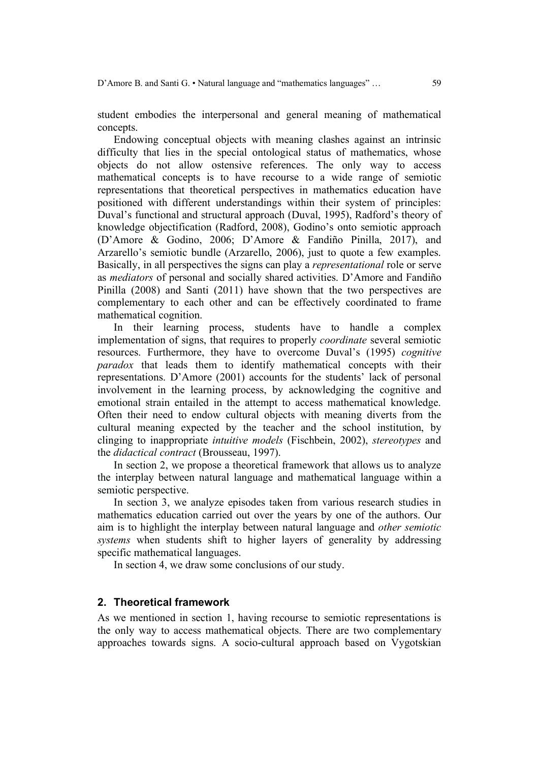student embodies the interpersonal and general meaning of mathematical concepts.

Endowing conceptual objects with meaning clashes against an intrinsic difficulty that lies in the special ontological status of mathematics, whose objects do not allow ostensive references. The only way to access mathematical concepts is to have recourse to a wide range of semiotic representations that theoretical perspectives in mathematics education have positioned with different understandings within their system of principles: Duval's functional and structural approach (Duval, 1995), Radford's theory of knowledge objectification (Radford, 2008), Godino's onto semiotic approach (D'Amore & Godino, 2006; D'Amore & Fandiño Pinilla, 2017), and Arzarello's semiotic bundle (Arzarello, 2006), just to quote a few examples. Basically, in all perspectives the signs can play a *representational* role or serve as *mediators* of personal and socially shared activities. D'Amore and Fandiño Pinilla (2008) and Santi (2011) have shown that the two perspectives are complementary to each other and can be effectively coordinated to frame mathematical cognition.

In their learning process, students have to handle a complex implementation of signs, that requires to properly *coordinate* several semiotic resources. Furthermore, they have to overcome Duval's (1995) *cognitive paradox* that leads them to identify mathematical concepts with their representations. D'Amore (2001) accounts for the students' lack of personal involvement in the learning process, by acknowledging the cognitive and emotional strain entailed in the attempt to access mathematical knowledge. Often their need to endow cultural objects with meaning diverts from the cultural meaning expected by the teacher and the school institution, by clinging to inappropriate *intuitive models* (Fischbein, 2002), *stereotypes* and the *didactical contract* (Brousseau, 1997).

In section 2, we propose a theoretical framework that allows us to analyze the interplay between natural language and mathematical language within a semiotic perspective.

In section 3, we analyze episodes taken from various research studies in mathematics education carried out over the years by one of the authors. Our aim is to highlight the interplay between natural language and *other semiotic systems* when students shift to higher layers of generality by addressing specific mathematical languages.

In section 4, we draw some conclusions of our study.

## 2. Theoretical framework

As we mentioned in section 1, having recourse to semiotic representations is the only way to access mathematical objects. There are two complementary approaches towards signs. A socio-cultural approach based on Vygotskian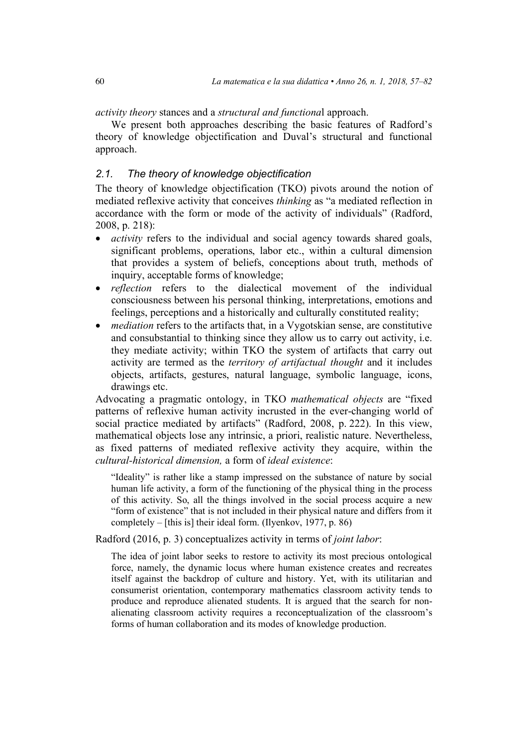*activity theory* stances and a *structural and functional* approach.

We present both approaches describing the basic features of Radford's theory of knowledge objectification and Duval's structural and functional approach.

### *2.1. The theory of knowledge objectification*

The theory of knowledge objectification (TKO) pivots around the notion of mediated reflexive activity that conceives *thinking* as "a mediated reflection in accordance with the form or mode of the activity of individuals" (Radford, 2008, p. 218):

- *activity* refers to the individual and social agency towards shared goals, significant problems, operations, labor etc., within a cultural dimension that provides a system of beliefs, conceptions about truth, methods of inquiry, acceptable forms of knowledge;
- *reflection* refers to the dialectical movement of the individual consciousness between his personal thinking, interpretations, emotions and feelings, perceptions and a historically and culturally constituted reality;
- *mediation* refers to the artifacts that, in a Vygotskian sense, are constitutive and consubstantial to thinking since they allow us to carry out activity, i.e. they mediate activity; within TKO the system of artifacts that carry out activity are termed as the *territory of artifactual thought* and it includes objects, artifacts, gestures, natural language, symbolic language, icons, drawings etc.

Advocating a pragmatic ontology, in TKO *mathematical objects* are "fixed patterns of reflexive human activity incrusted in the ever-changing world of social practice mediated by artifacts" (Radford, 2008, p. 222). In this view, mathematical objects lose any intrinsic, a priori, realistic nature. Nevertheless, as fixed patterns of mediated reflexive activity they acquire, within the *cultural-historical dimension,* a form of *ideal existence*:

> "Ideality" is rather like a stamp impressed on the substance of nature by social human life activity, a form of the functioning of the physical thing in the process of this activity. So, all the things involved in the social process acquire a new "form of existence" that is not included in their physical nature and differs from it completely – [this is] their ideal form. (Ilyenkov, 1977, p. 86)

Radford (2016, p. 3) conceptualizes activity in terms of *joint labor*:

> The idea of joint labor seeks to restore to activity its most precious ontological force, namely, the dynamic locus where human existence creates and recreates itself against the backdrop of culture and history. Yet, with its utilitarian and consumerist orientation, contemporary mathematics classroom activity tends to produce and reproduce alienated students. It is argued that the search for non-alienating classroom activity requires a reconceptualization of the classroom's forms of human collaboration and its modes of knowledge production.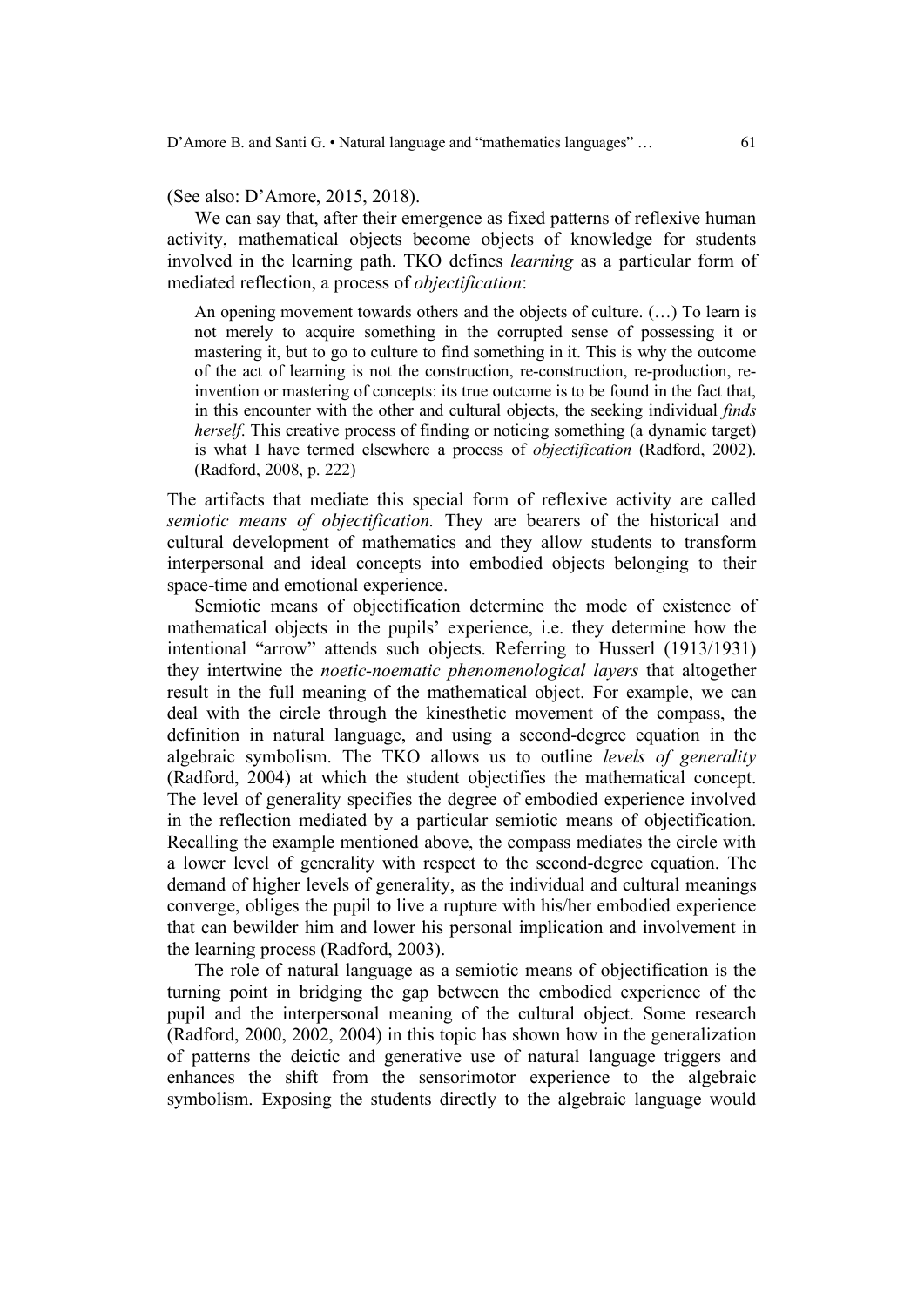(See also: D'Amore, 2015, 2018).

We can say that, after their emergence as fixed patterns of reflexive human activity, mathematical objects become objects of knowledge for students involved in the learning path. TKO defines *learning* as a particular form of mediated reflection, a process of *objectification*:

> An opening movement towards others and the objects of culture. (…) To learn is not merely to acquire something in the corrupted sense of possessing it or mastering it, but to go to culture to find something in it. This is why the outcome of the act of learning is not the construction, re-construction, re-production, re-invention or mastering of concepts: its true outcome is to be found in the fact that, in this encounter with the other and cultural objects, the seeking individual *finds herself*. This creative process of finding or noticing something (a dynamic target) is what I have termed elsewhere a process of *objectification* (Radford, 2002). (Radford, 2008, p. 222)

The artifacts that mediate this special form of reflexive activity are called *semiotic means of objectification.* They are bearers of the historical and cultural development of mathematics and they allow students to transform interpersonal and ideal concepts into embodied objects belonging to their space-time and emotional experience.

Semiotic means of objectification determine the mode of existence of mathematical objects in the pupils' experience, i.e. they determine how the intentional "arrow" attends such objects. Referring to Husserl (1913/1931) they intertwine the *noetic-noematic phenomenological layers* that altogether result in the full meaning of the mathematical object. For example, we can deal with the circle through the kinesthetic movement of the compass, the definition in natural language, and using a second-degree equation in the algebraic symbolism. The TKO allows us to outline *levels of generality* (Radford, 2004) at which the student objectifies the mathematical concept. The level of generality specifies the degree of embodied experience involved in the reflection mediated by a particular semiotic means of objectification. Recalling the example mentioned above, the compass mediates the circle with a lower level of generality with respect to the second-degree equation. The demand of higher levels of generality, as the individual and cultural meanings converge, obliges the pupil to live a rupture with his/her embodied experience that can bewilder him and lower his personal implication and involvement in the learning process (Radford, 2003).

The role of natural language as a semiotic means of objectification is the turning point in bridging the gap between the embodied experience of the pupil and the interpersonal meaning of the cultural object. Some research (Radford, 2000, 2002, 2004) in this topic has shown how in the generalization of patterns the deictic and generative use of natural language triggers and enhances the shift from the sensorimotor experience to the algebraic symbolism. Exposing the students directly to the algebraic language would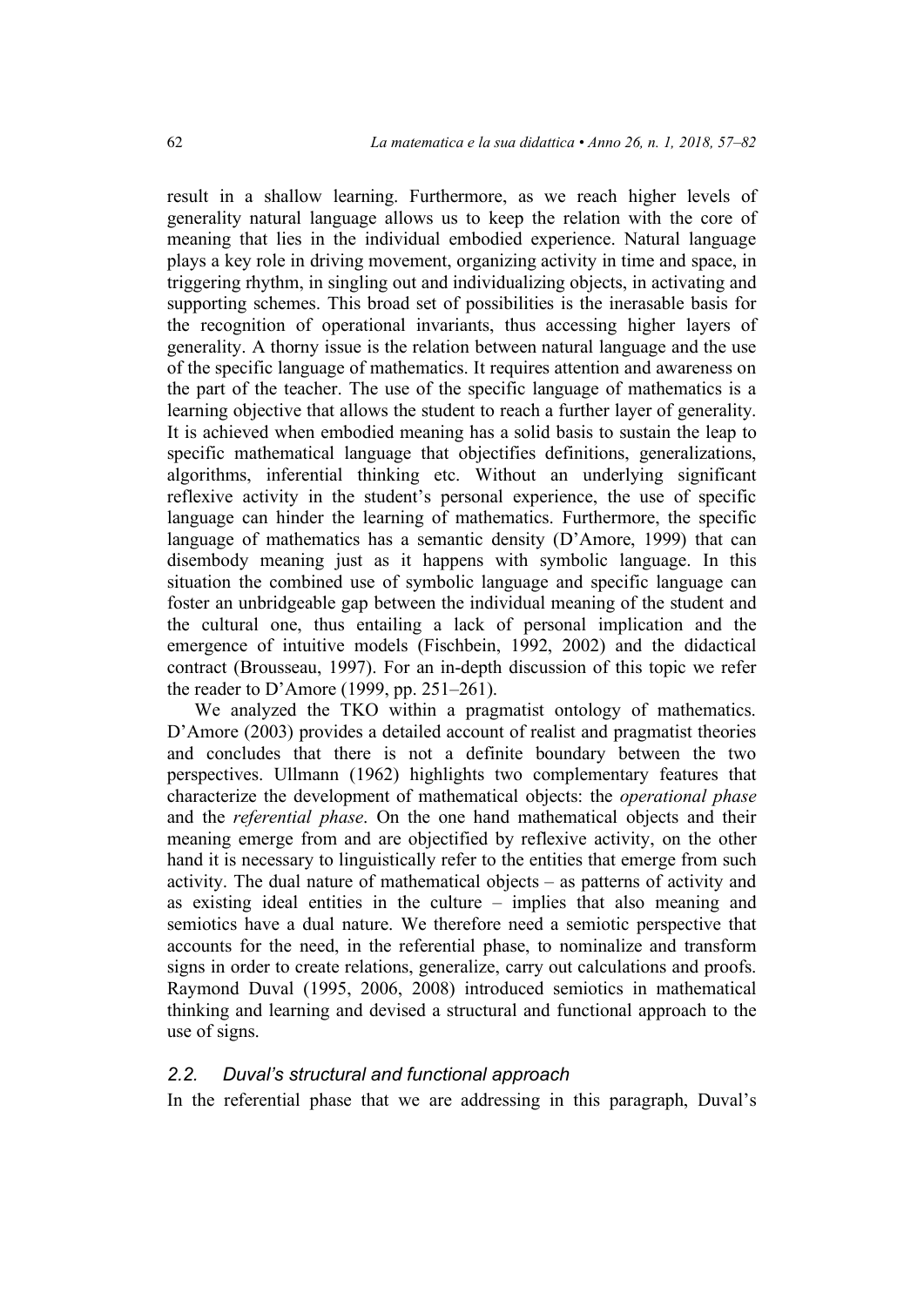result in a shallow learning. Furthermore, as we reach higher levels of generality natural language allows us to keep the relation with the core of meaning that lies in the individual embodied experience. Natural language plays a key role in driving movement, organizing activity in time and space, in triggering rhythm, in singling out and individualizing objects, in activating and supporting schemes. This broad set of possibilities is the inerasable basis for the recognition of operational invariants, thus accessing higher layers of generality. A thorny issue is the relation between natural language and the use of the specific language of mathematics. It requires attention and awareness on the part of the teacher. The use of the specific language of mathematics is a learning objective that allows the student to reach a further layer of generality. It is achieved when embodied meaning has a solid basis to sustain the leap to specific mathematical language that objectifies definitions, generalizations, algorithms, inferential thinking etc. Without an underlying significant reflexive activity in the student's personal experience, the use of specific language can hinder the learning of mathematics. Furthermore, the specific language of mathematics has a semantic density (D'Amore, 1999) that can disembody meaning just as it happens with symbolic language. In this situation the combined use of symbolic language and specific language can foster an unbridgeable gap between the individual meaning of the student and the cultural one, thus entailing a lack of personal implication and the emergence of intuitive models (Fischbein, 1992, 2002) and the didactical contract (Brousseau, 1997). For an in-depth discussion of this topic we refer the reader to D'Amore (1999, pp. 251–261).

We analyzed the TKO within a pragmatist ontology of mathematics. D'Amore (2003) provides a detailed account of realist and pragmatist theories and concludes that there is not a definite boundary between the two perspectives. Ullmann (1962) highlights two complementary features that characterize the development of mathematical objects: the *operational phase* and the *referential phase*. On the one hand mathematical objects and their meaning emerge from and are objectified by reflexive activity, on the other hand it is necessary to linguistically refer to the entities that emerge from such activity. The dual nature of mathematical objects – as patterns of activity and as existing ideal entities in the culture – implies that also meaning and semiotics have a dual nature. We therefore need a semiotic perspective that accounts for the need, in the referential phase, to nominalize and transform signs in order to create relations, generalize, carry out calculations and proofs. Raymond Duval (1995, 2006, 2008) introduced semiotics in mathematical thinking and learning and devised a structural and functional approach to the use of signs.

### *2.2. Duval's structural and functional approach*

In the referential phase that we are addressing in this paragraph, Duval's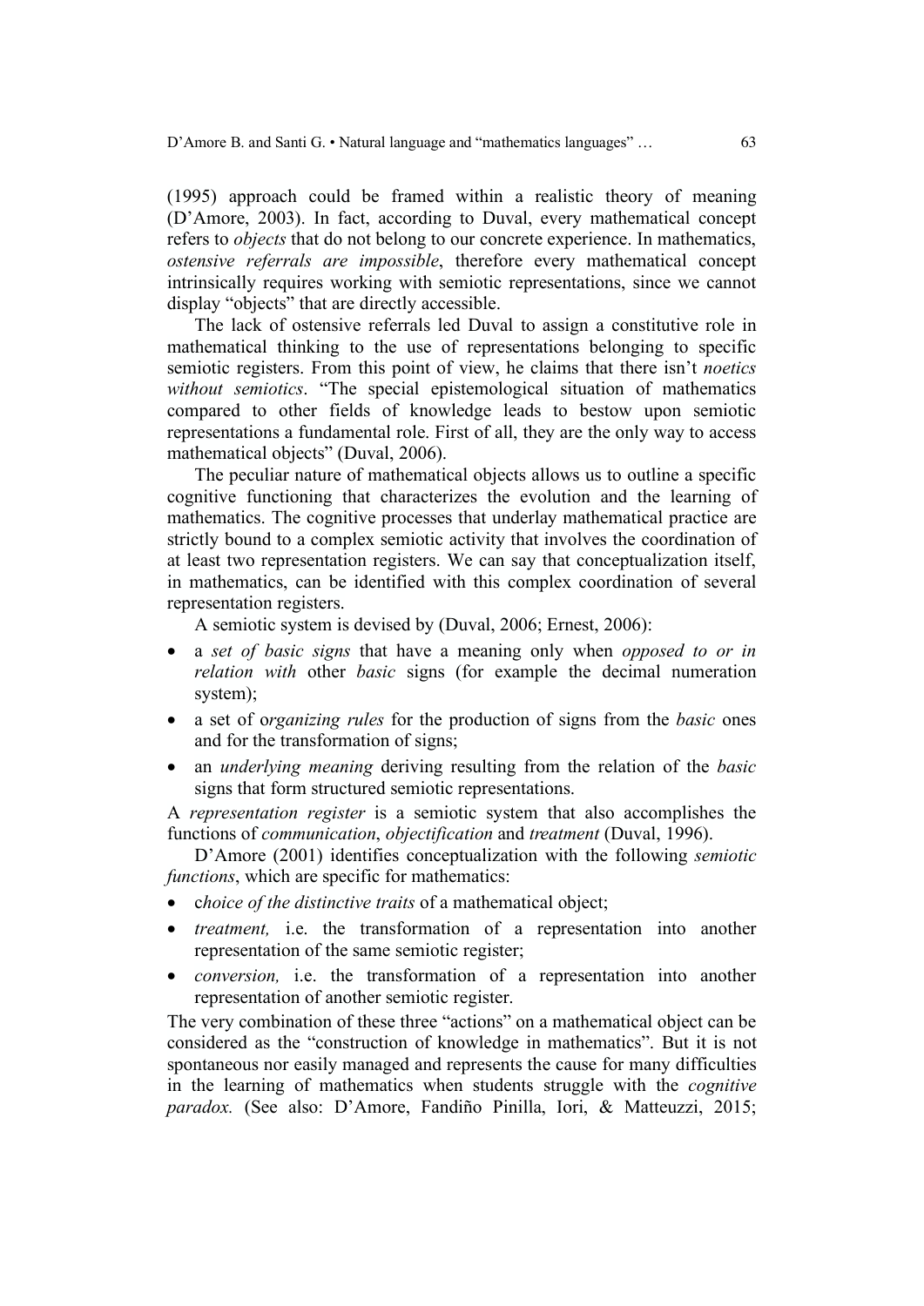(1995) approach could be framed within a realistic theory of meaning (D'Amore, 2003). In fact, according to Duval, every mathematical concept refers to *objects* that do not belong to our concrete experience. In mathematics, *ostensive referrals are impossible*, therefore every mathematical concept intrinsically requires working with semiotic representations, since we cannot display "objects" that are directly accessible.

The lack of ostensive referrals led Duval to assign a constitutive role in mathematical thinking to the use of representations belonging to specific semiotic registers. From this point of view, he claims that there isn't *noetics without semiotics*. "The special epistemological situation of mathematics compared to other fields of knowledge leads to bestow upon semiotic representations a fundamental role. First of all, they are the only way to access mathematical objects" (Duval, 2006).

The peculiar nature of mathematical objects allows us to outline a specific cognitive functioning that characterizes the evolution and the learning of mathematics. The cognitive processes that underlay mathematical practice are strictly bound to a complex semiotic activity that involves the coordination of at least two representation registers. We can say that conceptualization itself, in mathematics, can be identified with this complex coordination of several representation registers.

A semiotic system is devised by (Duval, 2006; Ernest, 2006):

- a *set of basic signs* that have a meaning only when *opposed to or in relation with* other *basic* signs (for example the decimal numeration system);
- a set of o*rganizing rules* for the production of signs from the *basic* ones and for the transformation of signs;
- an *underlying meaning* deriving resulting from the relation of the *basic* signs that form structured semiotic representations.

A *representation register* is a semiotic system that also accomplishes the functions of *communication*, *objectification* and *treatment* (Duval, 1996).

D'Amore (2001) identifies conceptualization with the following *semiotic functions*, which are specific for mathematics:

- c*hoice of the distinctive traits* of a mathematical object;
- *treatment,* i.e. the transformation of a representation into another representation of the same semiotic register;
- *conversion,* i.e. the transformation of a representation into another representation of another semiotic register.

The very combination of these three "actions" on a mathematical object can be considered as the "construction of knowledge in mathematics". But it is not spontaneous nor easily managed and represents the cause for many difficulties in the learning of mathematics when students struggle with the *cognitive paradox.* (See also: D'Amore, Fandiño Pinilla, Iori, & Matteuzzi, 2015;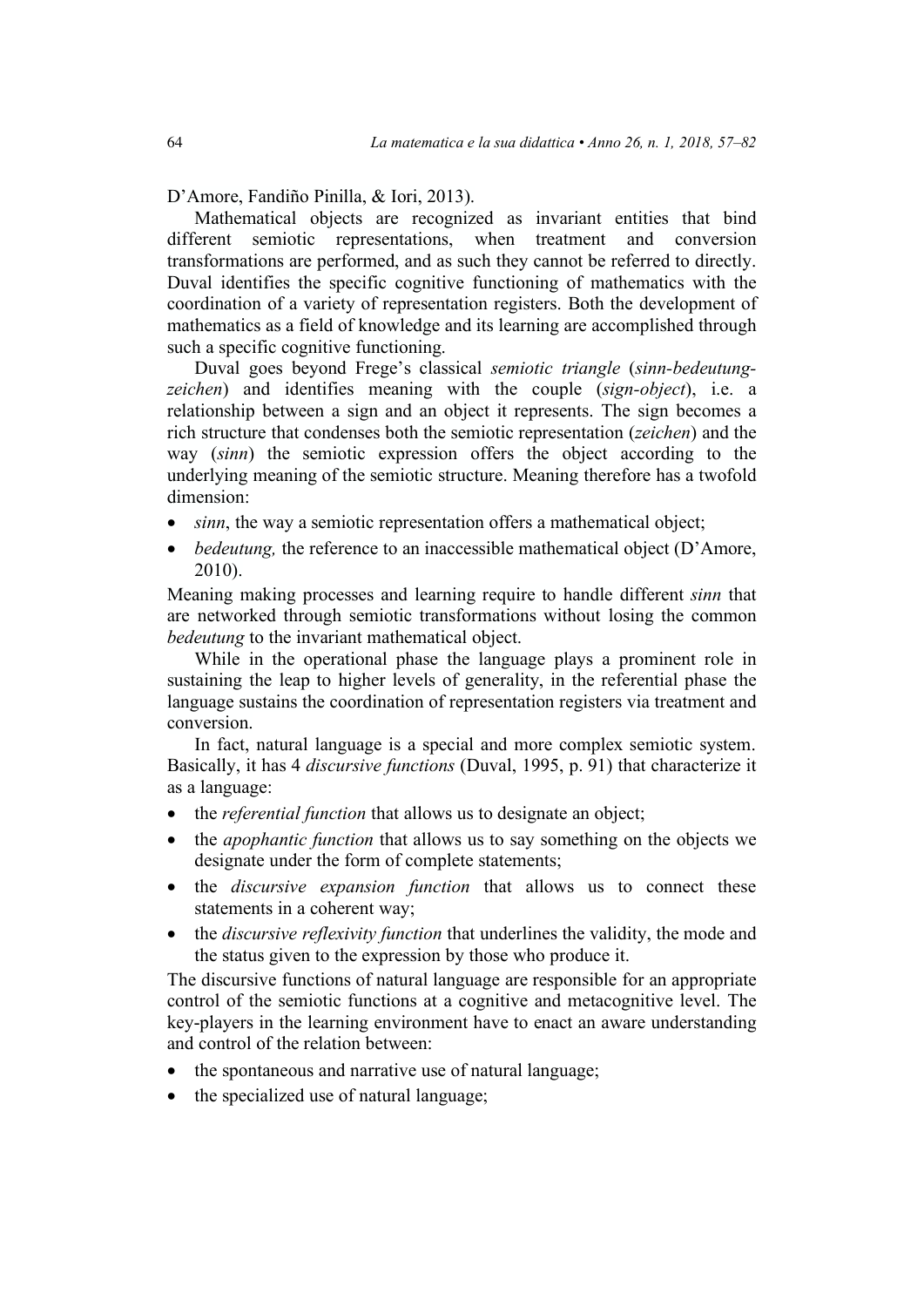D'Amore, Fandiño Pinilla, & Iori, 2013).

Mathematical objects are recognized as invariant entities that bind different semiotic representations, when treatment and conversion transformations are performed, and as such they cannot be referred to directly. Duval identifies the specific cognitive functioning of mathematics with the coordination of a variety of representation registers. Both the development of mathematics as a field of knowledge and its learning are accomplished through such a specific cognitive functioning.

Duval goes beyond Frege's classical *semiotic triangle* (*sinn-bedeutung-zeichen*) and identifies meaning with the couple (*sign-object*), i.e. a relationship between a sign and an object it represents. The sign becomes a rich structure that condenses both the semiotic representation (*zeichen*) and the way (*sinn*) the semiotic expression offers the object according to the underlying meaning of the semiotic structure. Meaning therefore has a twofold dimension:

- *sinn*, the way a semiotic representation offers a mathematical object;
- *bedeutung,* the reference to an inaccessible mathematical object (D'Amore, 2010).

Meaning making processes and learning require to handle different *sinn* that are networked through semiotic transformations without losing the common *bedeutung* to the invariant mathematical object.

While in the operational phase the language plays a prominent role in sustaining the leap to higher levels of generality, in the referential phase the language sustains the coordination of representation registers via treatment and conversion.

In fact, natural language is a special and more complex semiotic system. Basically, it has 4 *discursive functions* (Duval, 1995, p. 91) that characterize it as a language:

- the *referential function* that allows us to designate an object;
- the *apophantic function* that allows us to say something on the objects we designate under the form of complete statements;
- the *discursive expansion function* that allows us to connect these statements in a coherent way;
- the *discursive reflexivity function* that underlines the validity, the mode and the status given to the expression by those who produce it.

The discursive functions of natural language are responsible for an appropriate control of the semiotic functions at a cognitive and metacognitive level. The key-players in the learning environment have to enact an aware understanding and control of the relation between:

- the spontaneous and narrative use of natural language;
- the specialized use of natural language;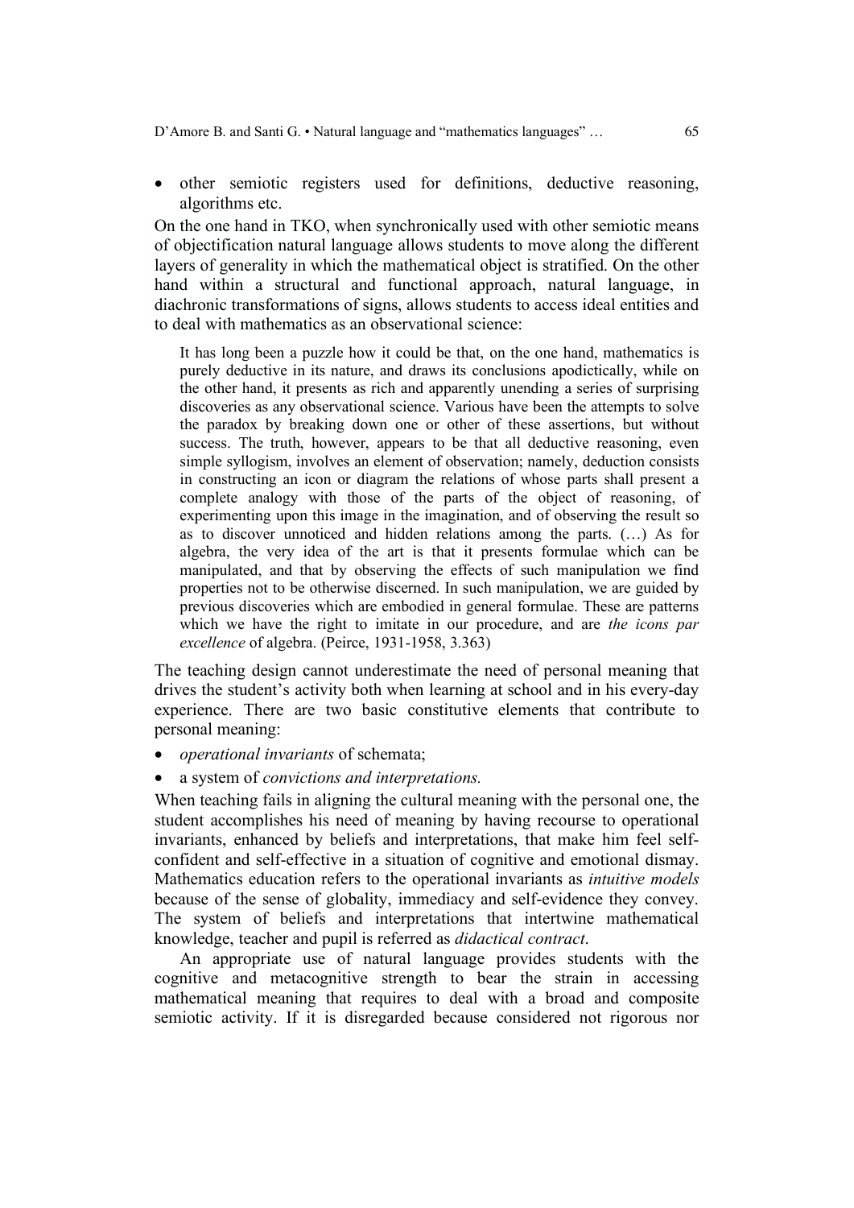- other semiotic registers used for definitions, deductive reasoning, algorithms etc.

On the one hand in TKO, when synchronically used with other semiotic means of objectification natural language allows students to move along the different layers of generality in which the mathematical object is stratified. On the other hand within a structural and functional approach, natural language, in diachronic transformations of signs, allows students to access ideal entities and to deal with mathematics as an observational science:

> It has long been a puzzle how it could be that, on the one hand, mathematics is purely deductive in its nature, and draws its conclusions apodictically, while on the other hand, it presents as rich and apparently unending a series of surprising discoveries as any observational science. Various have been the attempts to solve the paradox by breaking down one or other of these assertions, but without success. The truth, however, appears to be that all deductive reasoning, even simple syllogism, involves an element of observation; namely, deduction consists in constructing an icon or diagram the relations of whose parts shall present a complete analogy with those of the parts of the object of reasoning, of experimenting upon this image in the imagination, and of observing the result so as to discover unnoticed and hidden relations among the parts. (…) As for algebra, the very idea of the art is that it presents formulae which can be manipulated, and that by observing the effects of such manipulation we find properties not to be otherwise discerned. In such manipulation, we are guided by previous discoveries which are embodied in general formulae. These are patterns which we have the right to imitate in our procedure, and are *the icons par excellence* of algebra. (Peirce, 1931-1958, 3.363)

The teaching design cannot underestimate the need of personal meaning that drives the student's activity both when learning at school and in his every-day experience. There are two basic constitutive elements that contribute to personal meaning:

- *operational invariants* of schemata;
- a system of *convictions and interpretations.*

When teaching fails in aligning the cultural meaning with the personal one, the student accomplishes his need of meaning by having recourse to operational invariants, enhanced by beliefs and interpretations, that make him feel self-confident and self-effective in a situation of cognitive and emotional dismay. Mathematics education refers to the operational invariants as *intuitive models* because of the sense of globality, immediacy and self-evidence they convey. The system of beliefs and interpretations that intertwine mathematical knowledge, teacher and pupil is referred as *didactical contract*.

An appropriate use of natural language provides students with the cognitive and metacognitive strength to bear the strain in accessing mathematical meaning that requires to deal with a broad and composite semiotic activity. If it is disregarded because considered not rigorous nor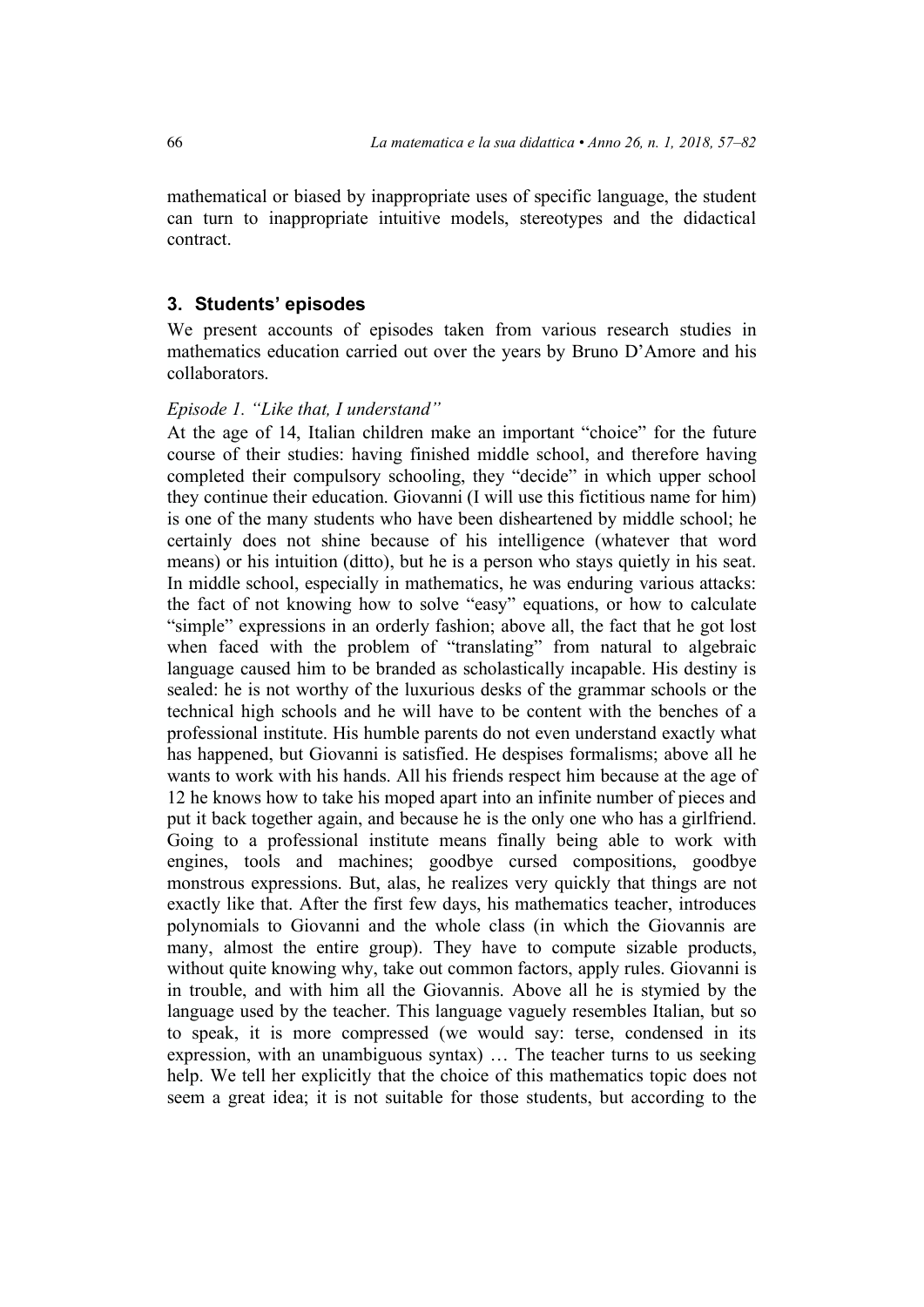mathematical or biased by inappropriate uses of specific language, the student can turn to inappropriate intuitive models, stereotypes and the didactical contract.

## 3. Students' episodes

We present accounts of episodes taken from various research studies in mathematics education carried out over the years by Bruno D'Amore and his collaborators.

### *Episode 1. "Like that, I understand"*

At the age of 14, Italian children make an important "choice" for the future course of their studies: having finished middle school, and therefore having completed their compulsory schooling, they "decide" in which upper school they continue their education. Giovanni (I will use this fictitious name for him) is one of the many students who have been disheartened by middle school; he certainly does not shine because of his intelligence (whatever that word means) or his intuition (ditto), but he is a person who stays quietly in his seat. In middle school, especially in mathematics, he was enduring various attacks: the fact of not knowing how to solve "easy" equations, or how to calculate "simple" expressions in an orderly fashion; above all, the fact that he got lost when faced with the problem of "translating" from natural to algebraic language caused him to be branded as scholastically incapable. His destiny is sealed: he is not worthy of the luxurious desks of the grammar schools or the technical high schools and he will have to be content with the benches of a professional institute. His humble parents do not even understand exactly what has happened, but Giovanni is satisfied. He despises formalisms; above all he wants to work with his hands. All his friends respect him because at the age of 12 he knows how to take his moped apart into an infinite number of pieces and put it back together again, and because he is the only one who has a girlfriend. Going to a professional institute means finally being able to work with engines, tools and machines; goodbye cursed compositions, goodbye monstrous expressions. But, alas, he realizes very quickly that things are not exactly like that. After the first few days, his mathematics teacher, introduces polynomials to Giovanni and the whole class (in which the Giovannis are many, almost the entire group). They have to compute sizable products, without quite knowing why, take out common factors, apply rules. Giovanni is in trouble, and with him all the Giovannis. Above all he is stymied by the language used by the teacher. This language vaguely resembles Italian, but so to speak, it is more compressed (we would say: terse, condensed in its expression, with an unambiguous syntax) … The teacher turns to us seeking help. We tell her explicitly that the choice of this mathematics topic does not seem a great idea; it is not suitable for those students, but according to the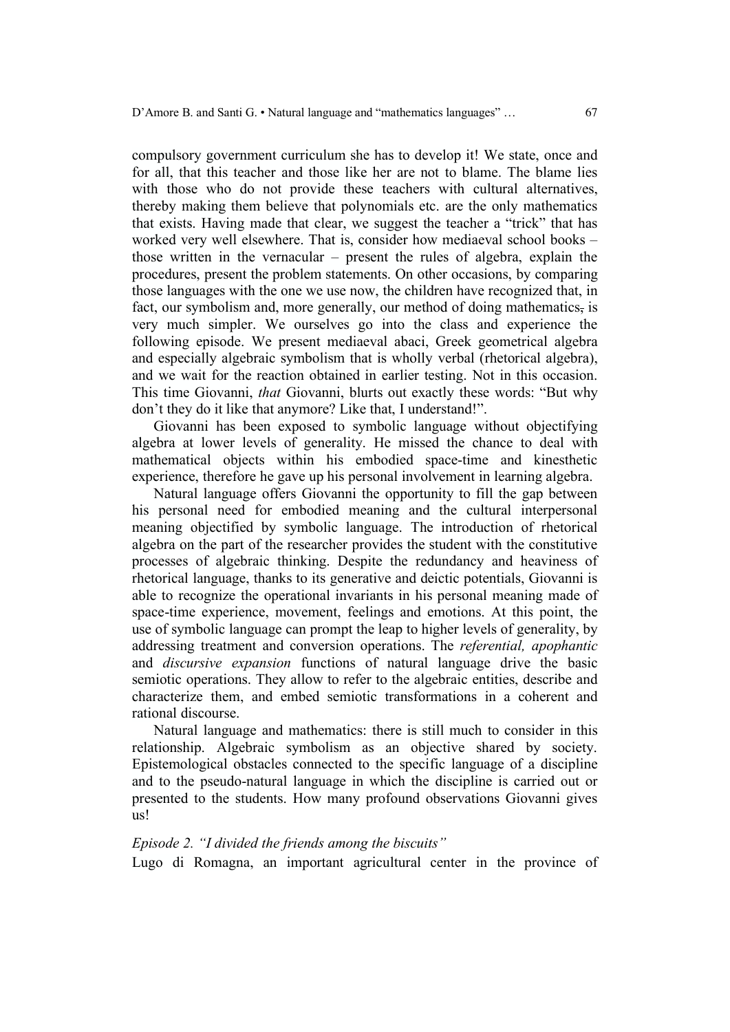compulsory government curriculum she has to develop it! We state, once and for all, that this teacher and those like her are not to blame. The blame lies with those who do not provide these teachers with cultural alternatives, thereby making them believe that polynomials etc. are the only mathematics that exists. Having made that clear, we suggest the teacher a "trick" that has worked very well elsewhere. That is, consider how mediaeval school books – those written in the vernacular – present the rules of algebra, explain the procedures, present the problem statements. On other occasions, by comparing those languages with the one we use now, the children have recognized that, in fact, our symbolism and, more generally, our method of doing mathematics, is very much simpler. We ourselves go into the class and experience the following episode. We present mediaeval abaci, Greek geometrical algebra and especially algebraic symbolism that is wholly verbal (rhetorical algebra), and we wait for the reaction obtained in earlier testing. Not in this occasion. This time Giovanni, *that* Giovanni, blurts out exactly these words: "But why don't they do it like that anymore? Like that, I understand!".

Giovanni has been exposed to symbolic language without objectifying algebra at lower levels of generality. He missed the chance to deal with mathematical objects within his embodied space-time and kinesthetic experience, therefore he gave up his personal involvement in learning algebra.

Natural language offers Giovanni the opportunity to fill the gap between his personal need for embodied meaning and the cultural interpersonal meaning objectified by symbolic language. The introduction of rhetorical algebra on the part of the researcher provides the student with the constitutive processes of algebraic thinking. Despite the redundancy and heaviness of rhetorical language, thanks to its generative and deictic potentials, Giovanni is able to recognize the operational invariants in his personal meaning made of space-time experience, movement, feelings and emotions. At this point, the use of symbolic language can prompt the leap to higher levels of generality, by addressing treatment and conversion operations. The *referential, apophantic* and *discursive expansion* functions of natural language drive the basic semiotic operations. They allow to refer to the algebraic entities, describe and characterize them, and embed semiotic transformations in a coherent and rational discourse.

Natural language and mathematics: there is still much to consider in this relationship. Algebraic symbolism as an objective shared by society. Epistemological obstacles connected to the specific language of a discipline and to the pseudo-natural language in which the discipline is carried out or presented to the students. How many profound observations Giovanni gives us!

*Episode 2. "I divided the friends among the biscuits"*

Lugo di Romagna, an important agricultural center in the province of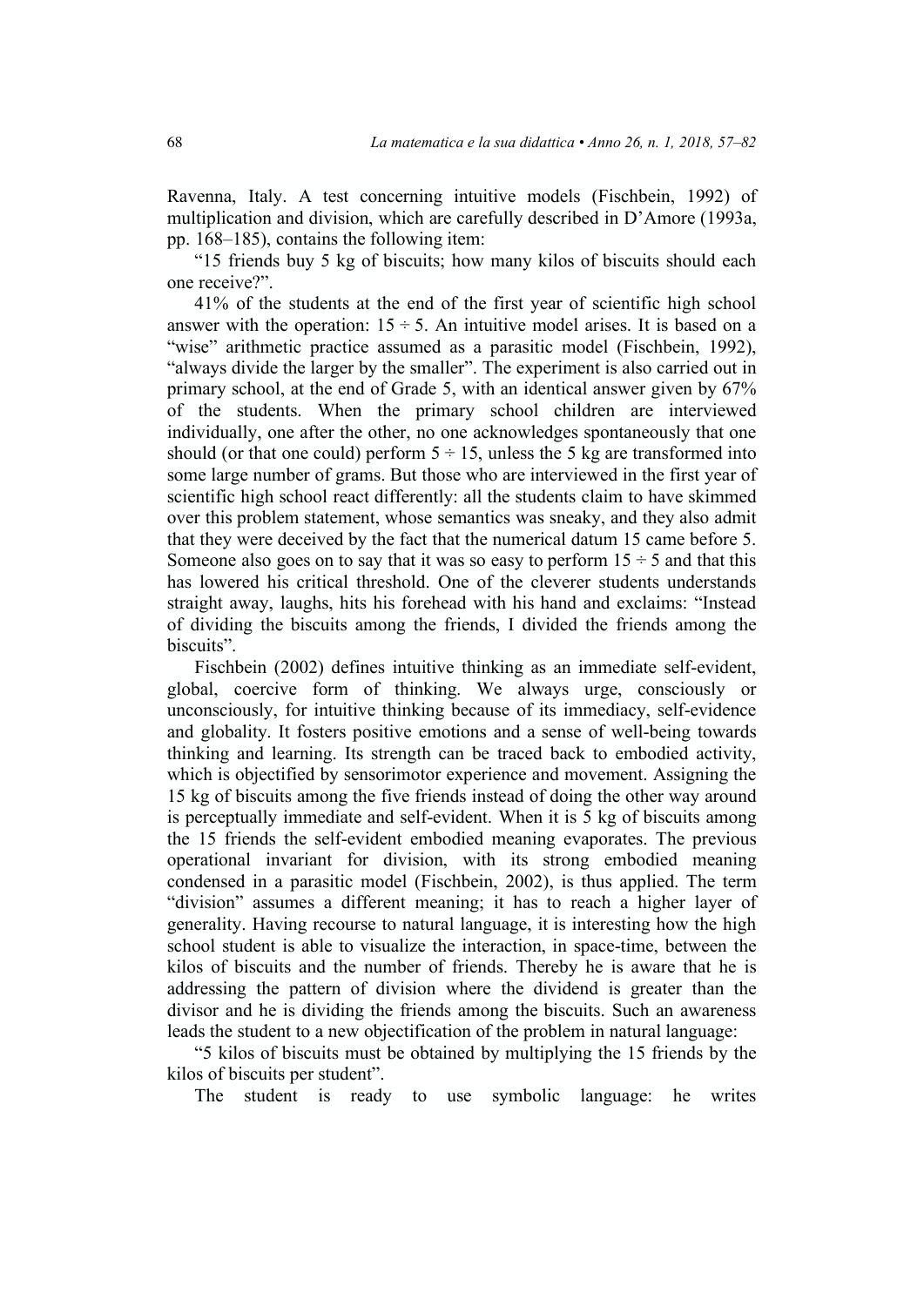Ravenna, Italy. A test concerning intuitive models (Fischbein, 1992) of multiplication and division, which are carefully described in D'Amore (1993a, pp. 168–185), contains the following item:

"15 friends buy 5 kg of biscuits; how many kilos of biscuits should each one receive?".

41% of the students at the end of the first year of scientific high school answer with the operation: $15 \div 5$. An intuitive model arises. It is based on a "wise" arithmetic practice assumed as a parasitic model (Fischbein, 1992), "always divide the larger by the smaller". The experiment is also carried out in primary school, at the end of Grade 5, with an identical answer given by 67% of the students. When the primary school children are interviewed individually, one after the other, no one acknowledges spontaneously that one should (or that one could) perform $5 \div 15$, unless the 5 kg are transformed into some large number of grams. But those who are interviewed in the first year of scientific high school react differently: all the students claim to have skimmed over this problem statement, whose semantics was sneaky, and they also admit that they were deceived by the fact that the numerical datum 15 came before 5. Someone also goes on to say that it was so easy to perform $15 \div 5$ and that this has lowered his critical threshold. One of the cleverer students understands straight away, laughs, hits his forehead with his hand and exclaims: "Instead of dividing the biscuits among the friends, I divided the friends among the biscuits".

Fischbein (2002) defines intuitive thinking as an immediate self-evident, global, coercive form of thinking. We always urge, consciously or unconsciously, for intuitive thinking because of its immediacy, self-evidence and globality. It fosters positive emotions and a sense of well-being towards thinking and learning. Its strength can be traced back to embodied activity, which is objectified by sensorimotor experience and movement. Assigning the 15 kg of biscuits among the five friends instead of doing the other way around is perceptually immediate and self-evident. When it is 5 kg of biscuits among the 15 friends the self-evident embodied meaning evaporates. The previous operational invariant for division, with its strong embodied meaning condensed in a parasitic model (Fischbein, 2002), is thus applied. The term "division" assumes a different meaning; it has to reach a higher layer of generality. Having recourse to natural language, it is interesting how the high school student is able to visualize the interaction, in space-time, between the kilos of biscuits and the number of friends. Thereby he is aware that he is addressing the pattern of division where the dividend is greater than the divisor and he is dividing the friends among the biscuits. Such an awareness leads the student to a new objectification of the problem in natural language:

"5 kilos of biscuits must be obtained by multiplying the 15 friends by the kilos of biscuits per student".

The student is ready to use symbolic language: he writes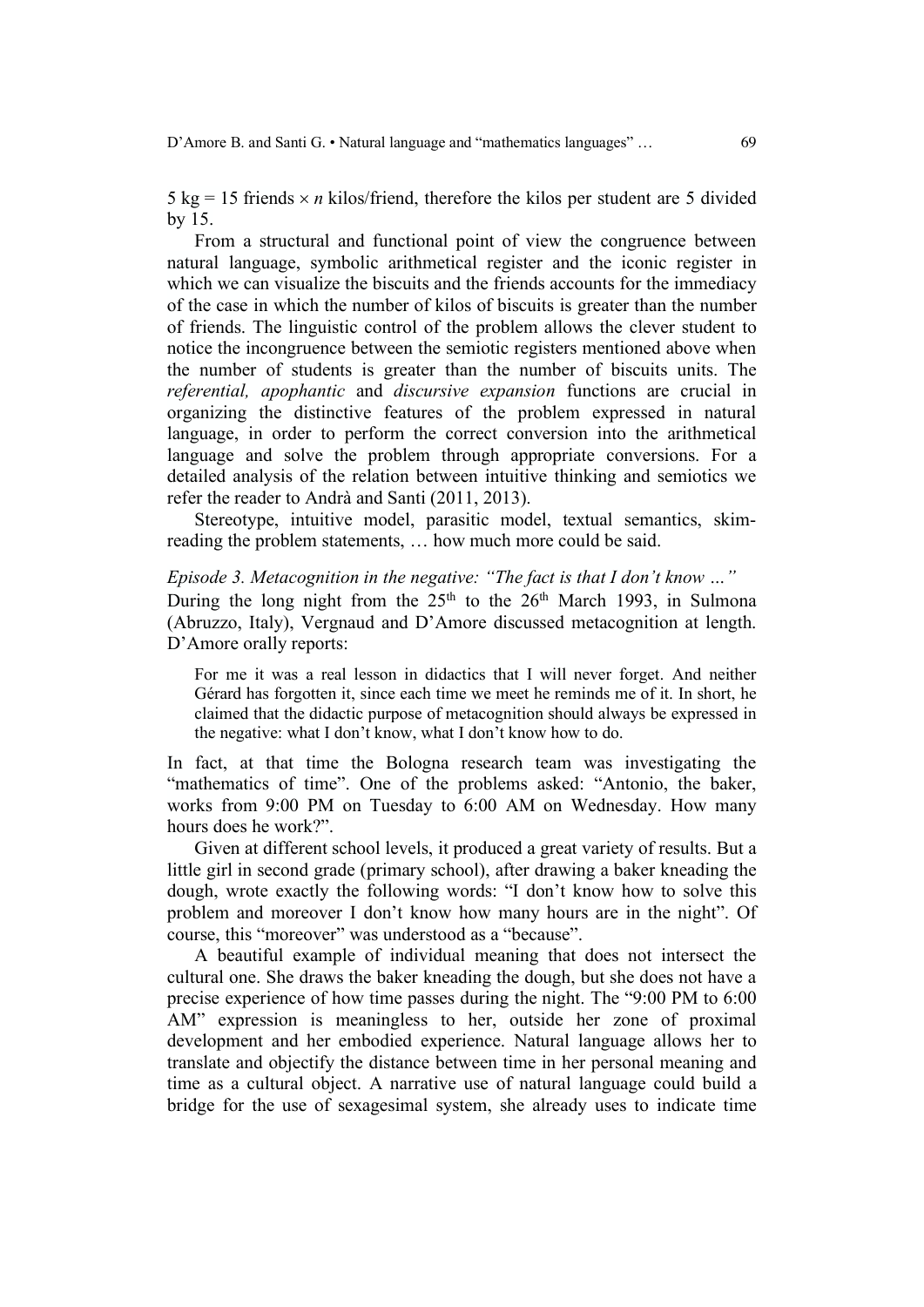5 kg = 15 friends $\times$ $n$ kilos/friend, therefore the kilos per student are 5 divided by 15.

From a structural and functional point of view the congruence between natural language, symbolic arithmetical register and the iconic register in which we can visualize the biscuits and the friends accounts for the immediacy of the case in which the number of kilos of biscuits is greater than the number of friends. The linguistic control of the problem allows the clever student to notice the incongruence between the semiotic registers mentioned above when the number of students is greater than the number of biscuits units. The *referential, apophantic* and *discursive expansion* functions are crucial in organizing the distinctive features of the problem expressed in natural language, in order to perform the correct conversion into the arithmetical language and solve the problem through appropriate conversions. For a detailed analysis of the relation between intuitive thinking and semiotics we refer the reader to Andrà and Santi (2011, 2013).

Stereotype, intuitive model, parasitic model, textual semantics, skim-reading the problem statements, … how much more could be said.

*Episode 3. Metacognition in the negative: "The fact is that I don't know …"*

During the long night from the 25th to the 26th March 1993, in Sulmona (Abruzzo, Italy), Vergnaud and D'Amore discussed metacognition at length. D'Amore orally reports:

> For me it was a real lesson in didactics that I will never forget. And neither Gérard has forgotten it, since each time we meet he reminds me of it. In short, he claimed that the didactic purpose of metacognition should always be expressed in the negative: what I don't know, what I don't know how to do.

In fact, at that time the Bologna research team was investigating the "mathematics of time". One of the problems asked: "Antonio, the baker, works from 9:00 PM on Tuesday to 6:00 AM on Wednesday. How many hours does he work?".

Given at different school levels, it produced a great variety of results. But a little girl in second grade (primary school), after drawing a baker kneading the dough, wrote exactly the following words: "I don't know how to solve this problem and moreover I don't know how many hours are in the night". Of course, this "moreover" was understood as a "because".

A beautiful example of individual meaning that does not intersect the cultural one. She draws the baker kneading the dough, but she does not have a precise experience of how time passes during the night. The "9:00 PM to 6:00 AM" expression is meaningless to her, outside her zone of proximal development and her embodied experience. Natural language allows her to translate and objectify the distance between time in her personal meaning and time as a cultural object. A narrative use of natural language could build a bridge for the use of sexagesimal system, she already uses to indicate time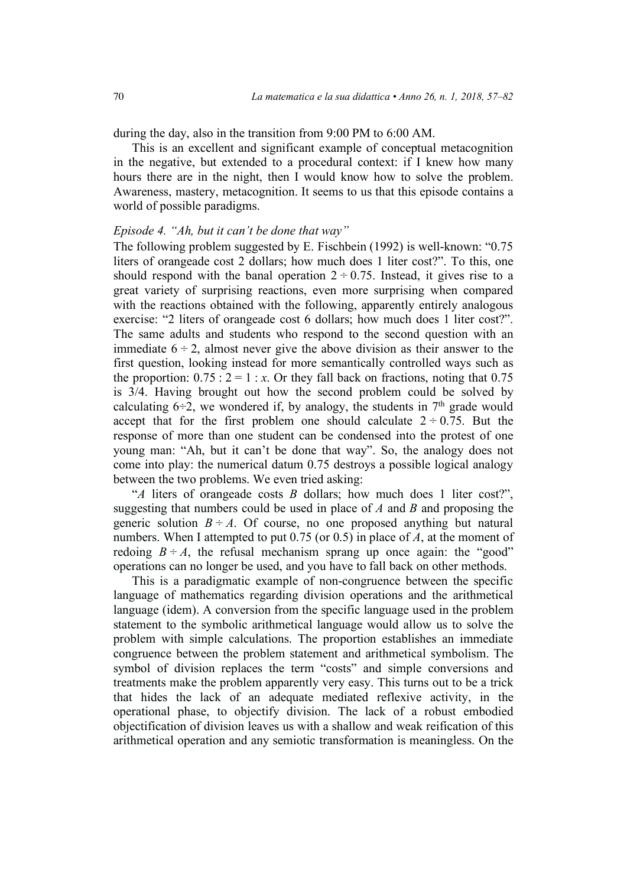during the day, also in the transition from 9:00 PM to 6:00 AM.

This is an excellent and significant example of conceptual metacognition in the negative, but extended to a procedural context: if I knew how many hours there are in the night, then I would know how to solve the problem. Awareness, mastery, metacognition. It seems to us that this episode contains a world of possible paradigms.

*Episode 4. "Ah, but it can't be done that way"*

The following problem suggested by E. Fischbein (1992) is well-known: "0.75 liters of orangeade cost 2 dollars; how much does 1 liter cost?". To this, one should respond with the banal operation $2 \div 0.75$. Instead, it gives rise to a great variety of surprising reactions, even more surprising when compared with the reactions obtained with the following, apparently entirely analogous exercise: "2 liters of orangeade cost 6 dollars; how much does 1 liter cost?". The same adults and students who respond to the second question with an immediate $6 \div 2$, almost never give the above division as their answer to the first question, looking instead for more semantically controlled ways such as the proportion: $0.75 : 2 = 1 : x$. Or they fall back on fractions, noting that 0.75 is 3/4. Having brought out how the second problem could be solved by calculating $6 \div 2$, we wondered if, by analogy, the students in 7th grade would accept that for the first problem one should calculate $2 \div 0.75$. But the response of more than one student can be condensed into the protest of one young man: "Ah, but it can't be done that way". So, the analogy does not come into play: the numerical datum 0.75 destroys a possible logical analogy between the two problems. We even tried asking:

"*A* liters of orangeade costs *B* dollars; how much does 1 liter cost?", suggesting that numbers could be used in place of *A* and *B* and proposing the generic solution $B \div A$. Of course, no one proposed anything but natural numbers. When I attempted to put 0.75 (or 0.5) in place of *A*, at the moment of redoing $B \div A$, the refusal mechanism sprang up once again: the "good" operations can no longer be used, and you have to fall back on other methods.

This is a paradigmatic example of non-congruence between the specific language of mathematics regarding division operations and the arithmetical language (idem). A conversion from the specific language used in the problem statement to the symbolic arithmetical language would allow us to solve the problem with simple calculations. The proportion establishes an immediate congruence between the problem statement and arithmetical symbolism. The symbol of division replaces the term "costs" and simple conversions and treatments make the problem apparently very easy. This turns out to be a trick that hides the lack of an adequate mediated reflexive activity, in the operational phase, to objectify division. The lack of a robust embodied objectification of division leaves us with a shallow and weak reification of this arithmetical operation and any semiotic transformation is meaningless. On the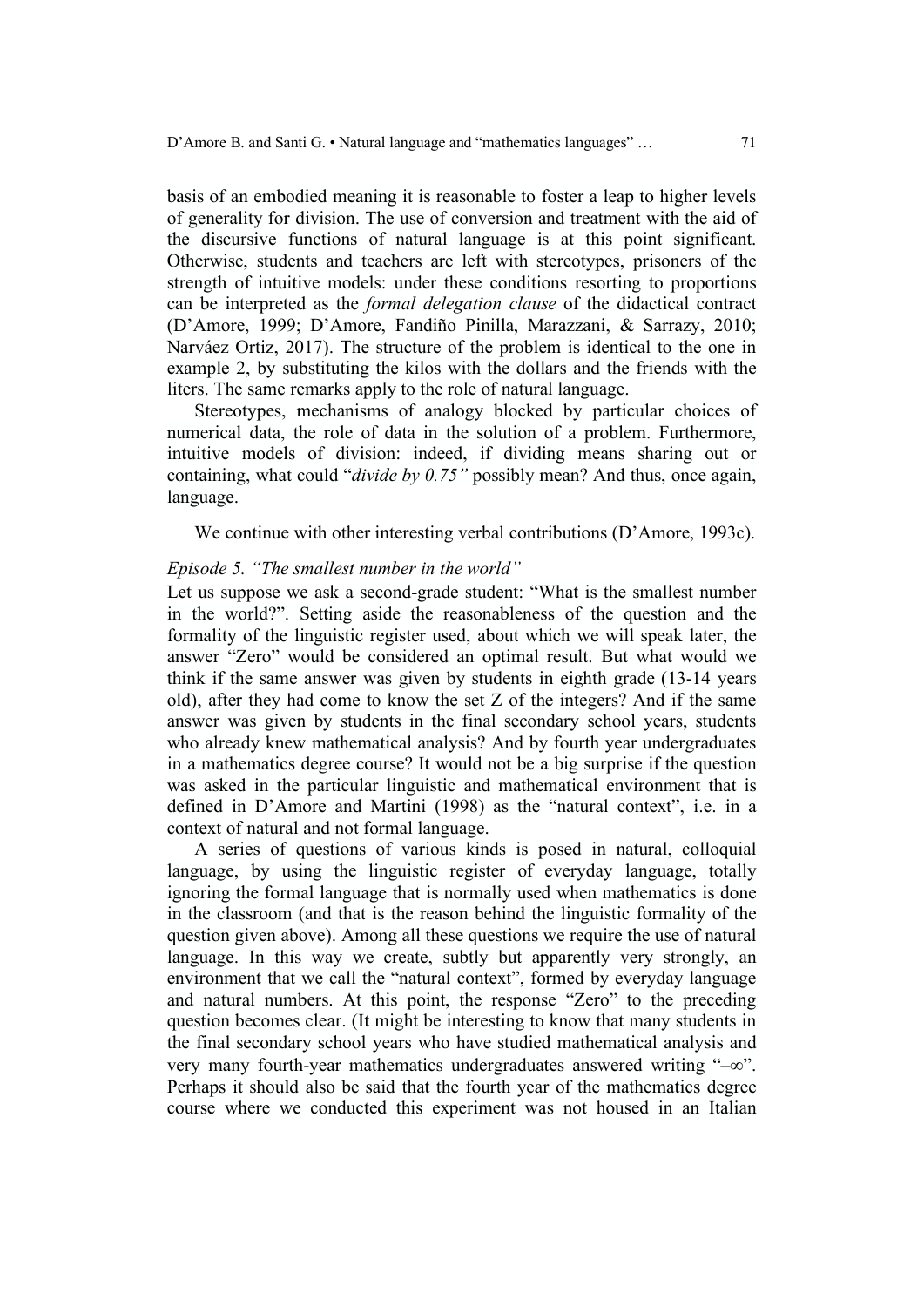basis of an embodied meaning it is reasonable to foster a leap to higher levels of generality for division. The use of conversion and treatment with the aid of the discursive functions of natural language is at this point significant. Otherwise, students and teachers are left with stereotypes, prisoners of the strength of intuitive models: under these conditions resorting to proportions can be interpreted as the *formal delegation clause* of the didactical contract (D'Amore, 1999; D'Amore, Fandiño Pinilla, Marazzani, & Sarrazy, 2010; Narváez Ortiz, 2017). The structure of the problem is identical to the one in example 2, by substituting the kilos with the dollars and the friends with the liters. The same remarks apply to the role of natural language.

Stereotypes, mechanisms of analogy blocked by particular choices of numerical data, the role of data in the solution of a problem. Furthermore, intuitive models of division: indeed, if dividing means sharing out or containing, what could "*divide by 0.75"* possibly mean? And thus, once again, language.

We continue with other interesting verbal contributions (D'Amore, 1993c).

*Episode 5. "The smallest number in the world"*

Let us suppose we ask a second-grade student: "What is the smallest number in the world?". Setting aside the reasonableness of the question and the formality of the linguistic register used, about which we will speak later, the answer "Zero" would be considered an optimal result. But what would we think if the same answer was given by students in eighth grade (13-14 years old), after they had come to know the set Z of the integers? And if the same answer was given by students in the final secondary school years, students who already knew mathematical analysis? And by fourth year undergraduates in a mathematics degree course? It would not be a big surprise if the question was asked in the particular linguistic and mathematical environment that is defined in D'Amore and Martini (1998) as the "natural context", i.e. in a context of natural and not formal language.

A series of questions of various kinds is posed in natural, colloquial language, by using the linguistic register of everyday language, totally ignoring the formal language that is normally used when mathematics is done in the classroom (and that is the reason behind the linguistic formality of the question given above). Among all these questions we require the use of natural language. In this way we create, subtly but apparently very strongly, an environment that we call the "natural context", formed by everyday language and natural numbers. At this point, the response "Zero" to the preceding question becomes clear. (It might be interesting to know that many students in the final secondary school years who have studied mathematical analysis and very many fourth-year mathematics undergraduates answered writing "$-\infty$". Perhaps it should also be said that the fourth year of the mathematics degree course where we conducted this experiment was not housed in an Italian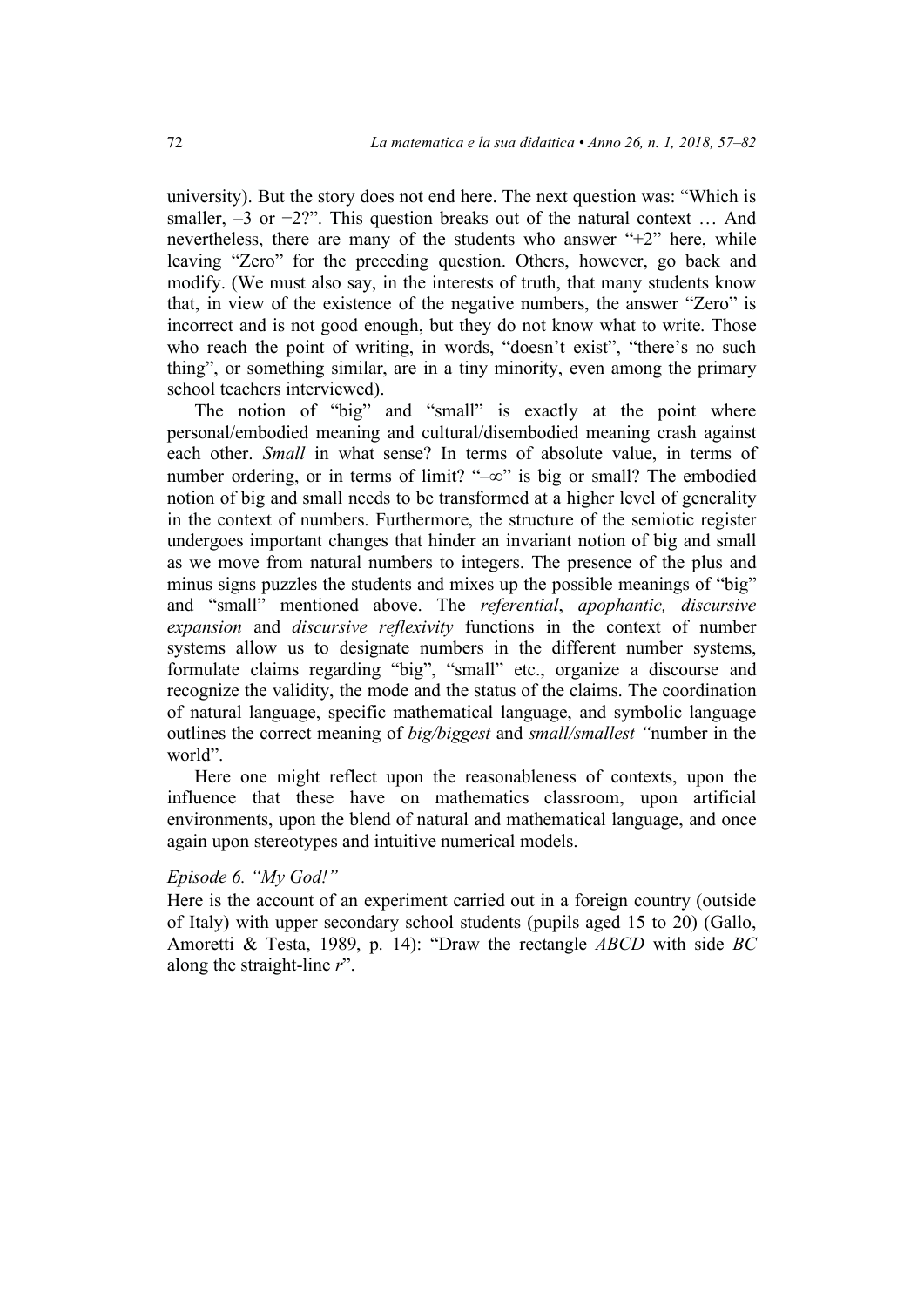university). But the story does not end here. The next question was: "Which is smaller, –3 or +2?". This question breaks out of the natural context … And nevertheless, there are many of the students who answer "+2" here, while leaving "Zero" for the preceding question. Others, however, go back and modify. (We must also say, in the interests of truth, that many students know that, in view of the existence of the negative numbers, the answer "Zero" is incorrect and is not good enough, but they do not know what to write. Those who reach the point of writing, in words, "doesn't exist", "there's no such thing", or something similar, are in a tiny minority, even among the primary school teachers interviewed).

The notion of "big" and "small" is exactly at the point where personal/embodied meaning and cultural/disembodied meaning crash against each other. *Small* in what sense? In terms of absolute value, in terms of number ordering, or in terms of limit? "$-\infty$" is big or small? The embodied notion of big and small needs to be transformed at a higher level of generality in the context of numbers. Furthermore, the structure of the semiotic register undergoes important changes that hinder an invariant notion of big and small as we move from natural numbers to integers. The presence of the plus and minus signs puzzles the students and mixes up the possible meanings of "big" and "small" mentioned above. The *referential*, *apophantic, discursive expansion* and *discursive reflexivity* functions in the context of number systems allow us to designate numbers in the different number systems, formulate claims regarding "big", "small" etc., organize a discourse and recognize the validity, the mode and the status of the claims. The coordination of natural language, specific mathematical language, and symbolic language outlines the correct meaning of *big/biggest* and *small/smallest* "number in the world".

Here one might reflect upon the reasonableness of contexts, upon the influence that these have on mathematics classroom, upon artificial environments, upon the blend of natural and mathematical language, and once again upon stereotypes and intuitive numerical models.

*Episode 6. "My God!"*

Here is the account of an experiment carried out in a foreign country (outside of Italy) with upper secondary school students (pupils aged 15 to 20) (Gallo, Amoretti & Testa, 1989, p. 14): "Draw the rectangle *ABCD* with side *BC* along the straight-line *r*".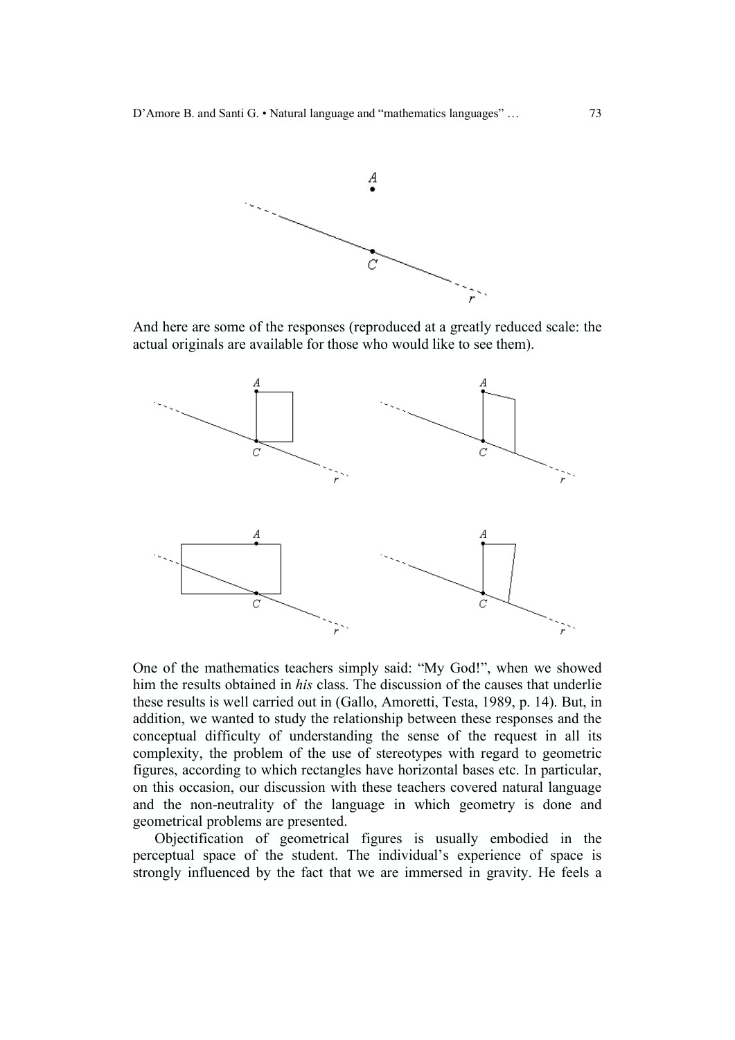And here are some of the responses (reproduced at a greatly reduced scale: the actual originals are available for those who would like to see them).

One of the mathematics teachers simply said: "My God!", when we showed him the results obtained in *his* class. The discussion of the causes that underlie these results is well carried out in (Gallo, Amoretti, Testa, 1989, p. 14). But, in addition, we wanted to study the relationship between these responses and the conceptual difficulty of understanding the sense of the request in all its complexity, the problem of the use of stereotypes with regard to geometric figures, according to which rectangles have horizontal bases etc. In particular, on this occasion, our discussion with these teachers covered natural language and the non-neutrality of the language in which geometry is done and geometrical problems are presented.

Objectification of geometrical figures is usually embodied in the perceptual space of the student. The individual's experience of space is strongly influenced by the fact that we are immersed in gravity. He feels a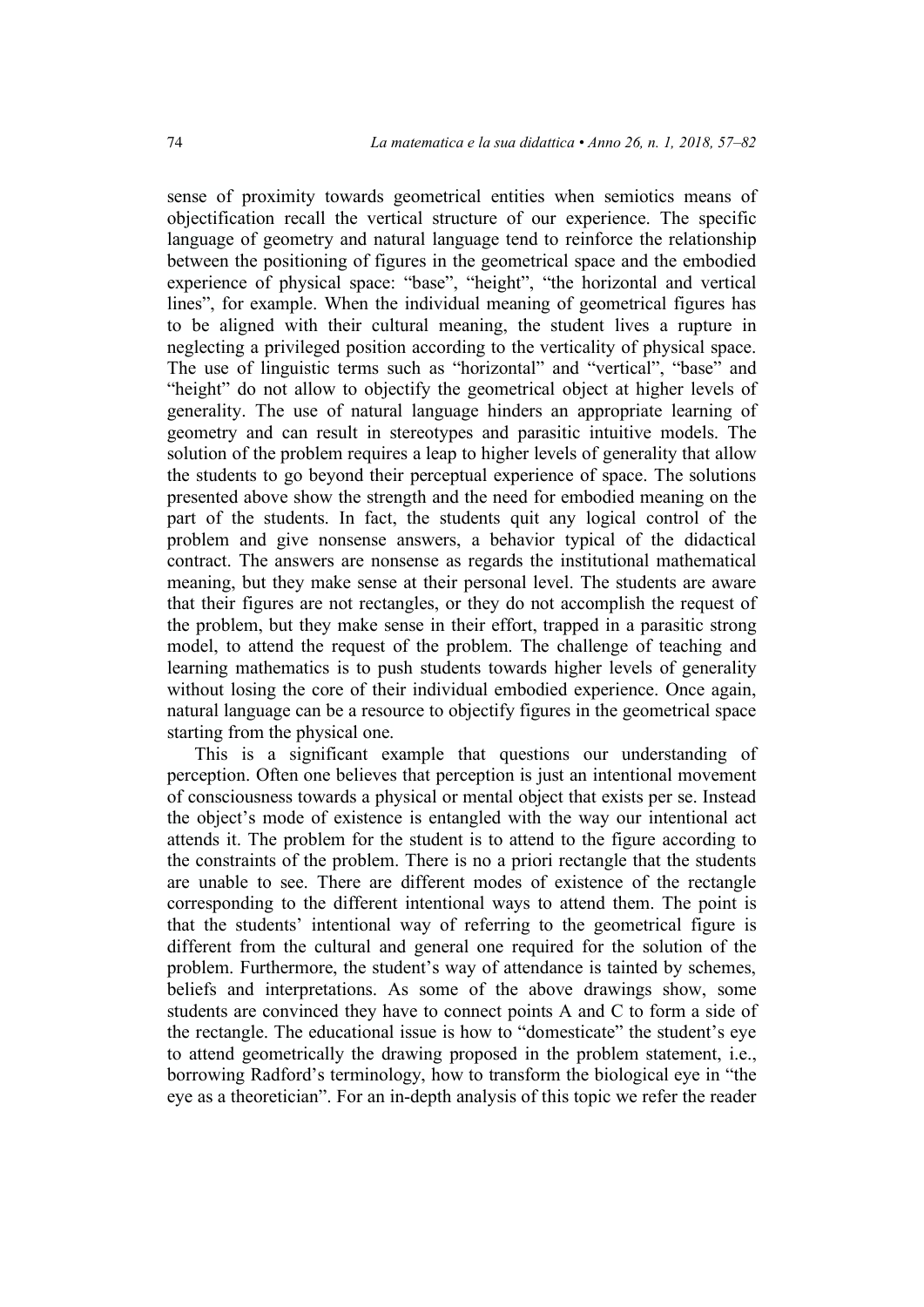sense of proximity towards geometrical entities when semiotics means of objectification recall the vertical structure of our experience. The specific language of geometry and natural language tend to reinforce the relationship between the positioning of figures in the geometrical space and the embodied experience of physical space: "base", "height", "the horizontal and vertical lines", for example. When the individual meaning of geometrical figures has to be aligned with their cultural meaning, the student lives a rupture in neglecting a privileged position according to the verticality of physical space. The use of linguistic terms such as "horizontal" and "vertical", "base" and "height" do not allow to objectify the geometrical object at higher levels of generality. The use of natural language hinders an appropriate learning of geometry and can result in stereotypes and parasitic intuitive models. The solution of the problem requires a leap to higher levels of generality that allow the students to go beyond their perceptual experience of space. The solutions presented above show the strength and the need for embodied meaning on the part of the students. In fact, the students quit any logical control of the problem and give nonsense answers, a behavior typical of the didactical contract. The answers are nonsense as regards the institutional mathematical meaning, but they make sense at their personal level. The students are aware that their figures are not rectangles, or they do not accomplish the request of the problem, but they make sense in their effort, trapped in a parasitic strong model, to attend the request of the problem. The challenge of teaching and learning mathematics is to push students towards higher levels of generality without losing the core of their individual embodied experience. Once again, natural language can be a resource to objectify figures in the geometrical space starting from the physical one.

This is a significant example that questions our understanding of perception. Often one believes that perception is just an intentional movement of consciousness towards a physical or mental object that exists per se. Instead the object's mode of existence is entangled with the way our intentional act attends it. The problem for the student is to attend to the figure according to the constraints of the problem. There is no a priori rectangle that the students are unable to see. There are different modes of existence of the rectangle corresponding to the different intentional ways to attend them. The point is that the students' intentional way of referring to the geometrical figure is different from the cultural and general one required for the solution of the problem. Furthermore, the student's way of attendance is tainted by schemes, beliefs and interpretations. As some of the above drawings show, some students are convinced they have to connect points A and C to form a side of the rectangle. The educational issue is how to "domesticate" the student's eye to attend geometrically the drawing proposed in the problem statement, i.e., borrowing Radford's terminology, how to transform the biological eye in "the eye as a theoretician". For an in-depth analysis of this topic we refer the reader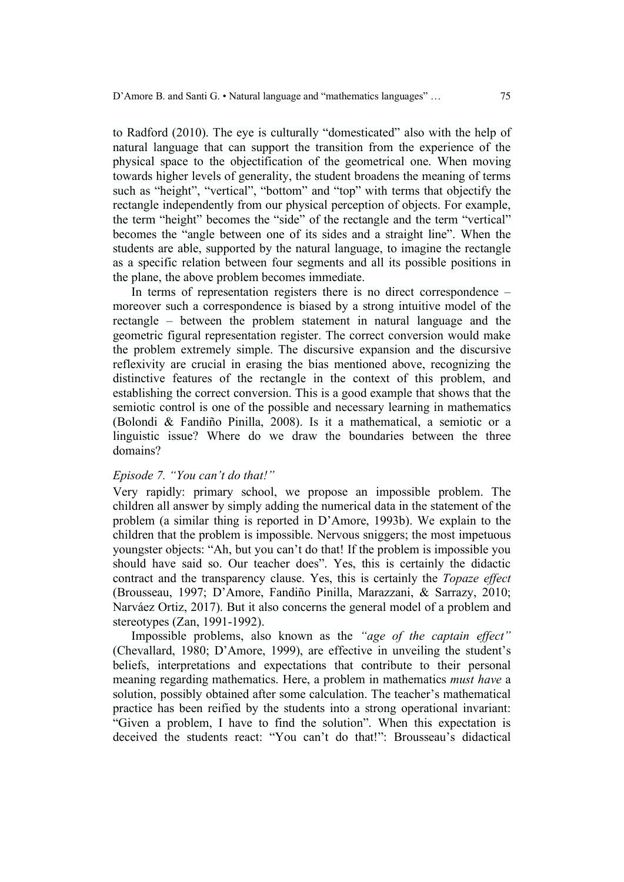to Radford (2010). The eye is culturally "domesticated" also with the help of natural language that can support the transition from the experience of the physical space to the objectification of the geometrical one. When moving towards higher levels of generality, the student broadens the meaning of terms such as "height", "vertical", "bottom" and "top" with terms that objectify the rectangle independently from our physical perception of objects. For example, the term "height" becomes the "side" of the rectangle and the term "vertical" becomes the "angle between one of its sides and a straight line". When the students are able, supported by the natural language, to imagine the rectangle as a specific relation between four segments and all its possible positions in the plane, the above problem becomes immediate.

In terms of representation registers there is no direct correspondence – moreover such a correspondence is biased by a strong intuitive model of the rectangle – between the problem statement in natural language and the geometric figural representation register. The correct conversion would make the problem extremely simple. The discursive expansion and the discursive reflexivity are crucial in erasing the bias mentioned above, recognizing the distinctive features of the rectangle in the context of this problem, and establishing the correct conversion. This is a good example that shows that the semiotic control is one of the possible and necessary learning in mathematics (Bolondi & Fandiño Pinilla, 2008). Is it a mathematical, a semiotic or a linguistic issue? Where do we draw the boundaries between the three domains?

*Episode 7. "You can't do that!"*

Very rapidly: primary school, we propose an impossible problem. The children all answer by simply adding the numerical data in the statement of the problem (a similar thing is reported in D'Amore, 1993b). We explain to the children that the problem is impossible. Nervous sniggers; the most impetuous youngster objects: "Ah, but you can't do that! If the problem is impossible you should have said so. Our teacher does". Yes, this is certainly the didactic contract and the transparency clause. Yes, this is certainly the *Topaze effect* (Brousseau, 1997; D'Amore, Fandiño Pinilla, Marazzani, & Sarrazy, 2010; Narváez Ortiz, 2017). But it also concerns the general model of a problem and stereotypes (Zan, 1991-1992).

Impossible problems, also known as the *"age of the captain effect"* (Chevallard, 1980; D'Amore, 1999), are effective in unveiling the student's beliefs, interpretations and expectations that contribute to their personal meaning regarding mathematics. Here, a problem in mathematics *must have* a solution, possibly obtained after some calculation. The teacher's mathematical practice has been reified by the students into a strong operational invariant: "Given a problem, I have to find the solution". When this expectation is deceived the students react: "You can't do that!": Brousseau's didactical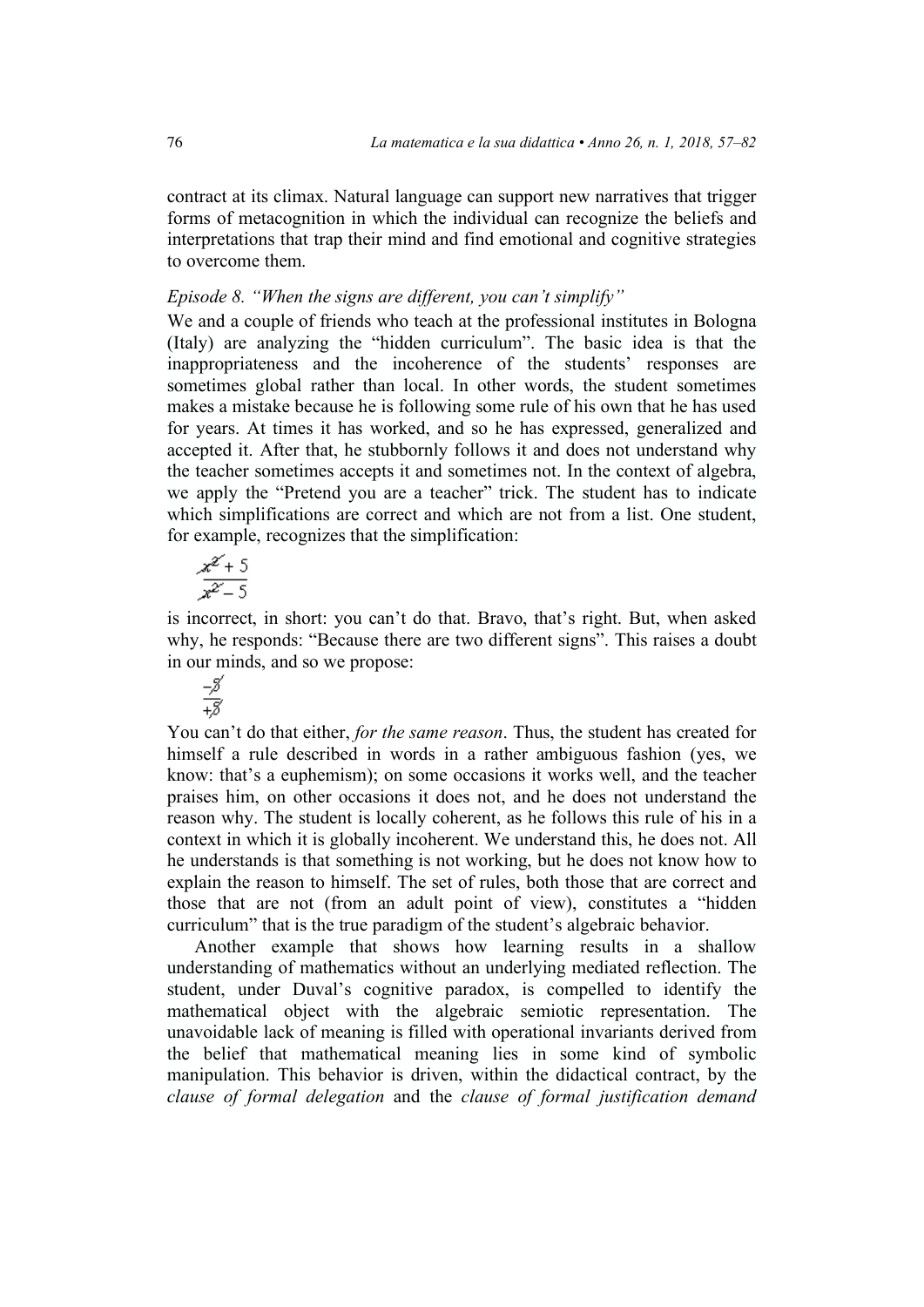contract at its climax. Natural language can support new narratives that trigger forms of metacognition in which the individual can recognize the beliefs and interpretations that trap their mind and find emotional and cognitive strategies to overcome them.

*Episode 8. "When the signs are different, you can't simplify"*

We and a couple of friends who teach at the professional institutes in Bologna (Italy) are analyzing the "hidden curriculum". The basic idea is that the inappropriateness and the incoherence of the students' responses are sometimes global rather than local. In other words, the student sometimes makes a mistake because he is following some rule of his own that he has used for years. At times it has worked, and so he has expressed, generalized and accepted it. After that, he stubbornly follows it and does not understand why the teacher sometimes accepts it and sometimes not. In the context of algebra, we apply the "Pretend you are a teacher" trick. The student has to indicate which simplifications are correct and which are not from a list. One student, for example, recognizes that the simplification:

$$\frac{\cancel{x^2}+5}{\cancel{x^2}-5}$$

is incorrect, in short: you can't do that. Bravo, that's right. But, when asked why, he responds: "Because there are two different signs". This raises a doubt in our minds, and so we propose:

$$\frac{-\cancel{8}}{+\cancel{8}}$$

You can't do that either, *for the same reason*. Thus, the student has created for himself a rule described in words in a rather ambiguous fashion (yes, we know: that's a euphemism); on some occasions it works well, and the teacher praises him, on other occasions it does not, and he does not understand the reason why. The student is locally coherent, as he follows this rule of his in a context in which it is globally incoherent. We understand this, he does not. All he understands is that something is not working, but he does not know how to explain the reason to himself. The set of rules, both those that are correct and those that are not (from an adult point of view), constitutes a "hidden curriculum" that is the true paradigm of the student's algebraic behavior.

Another example that shows how learning results in a shallow understanding of mathematics without an underlying mediated reflection. The student, under Duval's cognitive paradox, is compelled to identify the mathematical object with the algebraic semiotic representation. The unavoidable lack of meaning is filled with operational invariants derived from the belief that mathematical meaning lies in some kind of symbolic manipulation. This behavior is driven, within the didactical contract, by the *clause of formal delegation* and the *clause of formal justification demand*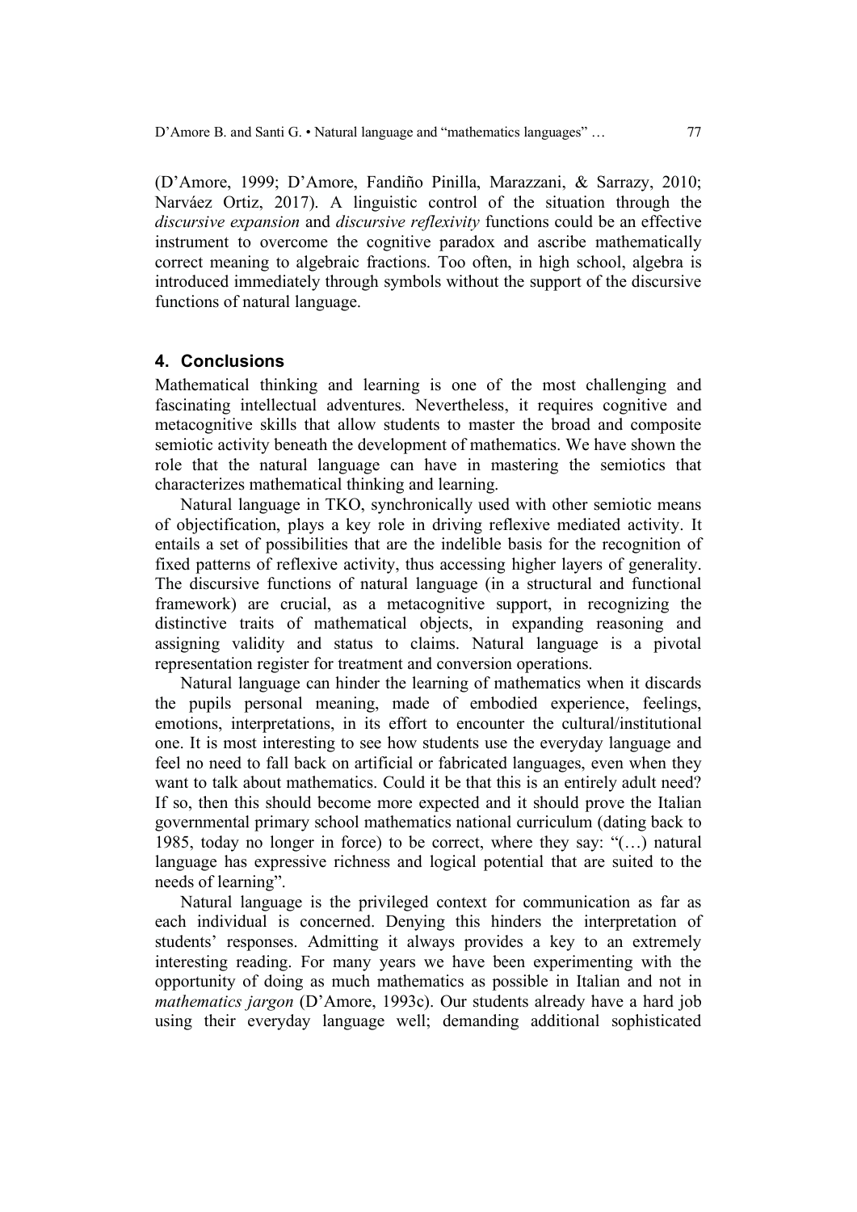(D'Amore, 1999; D'Amore, Fandiño Pinilla, Marazzani, & Sarrazy, 2010; Narváez Ortiz, 2017). A linguistic control of the situation through the *discursive expansion* and *discursive reflexivity* functions could be an effective instrument to overcome the cognitive paradox and ascribe mathematically correct meaning to algebraic fractions. Too often, in high school, algebra is introduced immediately through symbols without the support of the discursive functions of natural language.

## 4. Conclusions

Mathematical thinking and learning is one of the most challenging and fascinating intellectual adventures. Nevertheless, it requires cognitive and metacognitive skills that allow students to master the broad and composite semiotic activity beneath the development of mathematics. We have shown the role that the natural language can have in mastering the semiotics that characterizes mathematical thinking and learning.

Natural language in TKO, synchronically used with other semiotic means of objectification, plays a key role in driving reflexive mediated activity. It entails a set of possibilities that are the indelible basis for the recognition of fixed patterns of reflexive activity, thus accessing higher layers of generality. The discursive functions of natural language (in a structural and functional framework) are crucial, as a metacognitive support, in recognizing the distinctive traits of mathematical objects, in expanding reasoning and assigning validity and status to claims. Natural language is a pivotal representation register for treatment and conversion operations.

Natural language can hinder the learning of mathematics when it discards the pupils personal meaning, made of embodied experience, feelings, emotions, interpretations, in its effort to encounter the cultural/institutional one. It is most interesting to see how students use the everyday language and feel no need to fall back on artificial or fabricated languages, even when they want to talk about mathematics. Could it be that this is an entirely adult need? If so, then this should become more expected and it should prove the Italian governmental primary school mathematics national curriculum (dating back to 1985, today no longer in force) to be correct, where they say: "(…) natural language has expressive richness and logical potential that are suited to the needs of learning".

Natural language is the privileged context for communication as far as each individual is concerned. Denying this hinders the interpretation of students' responses. Admitting it always provides a key to an extremely interesting reading. For many years we have been experimenting with the opportunity of doing as much mathematics as possible in Italian and not in *mathematics jargon* (D'Amore, 1993c). Our students already have a hard job using their everyday language well; demanding additional sophisticated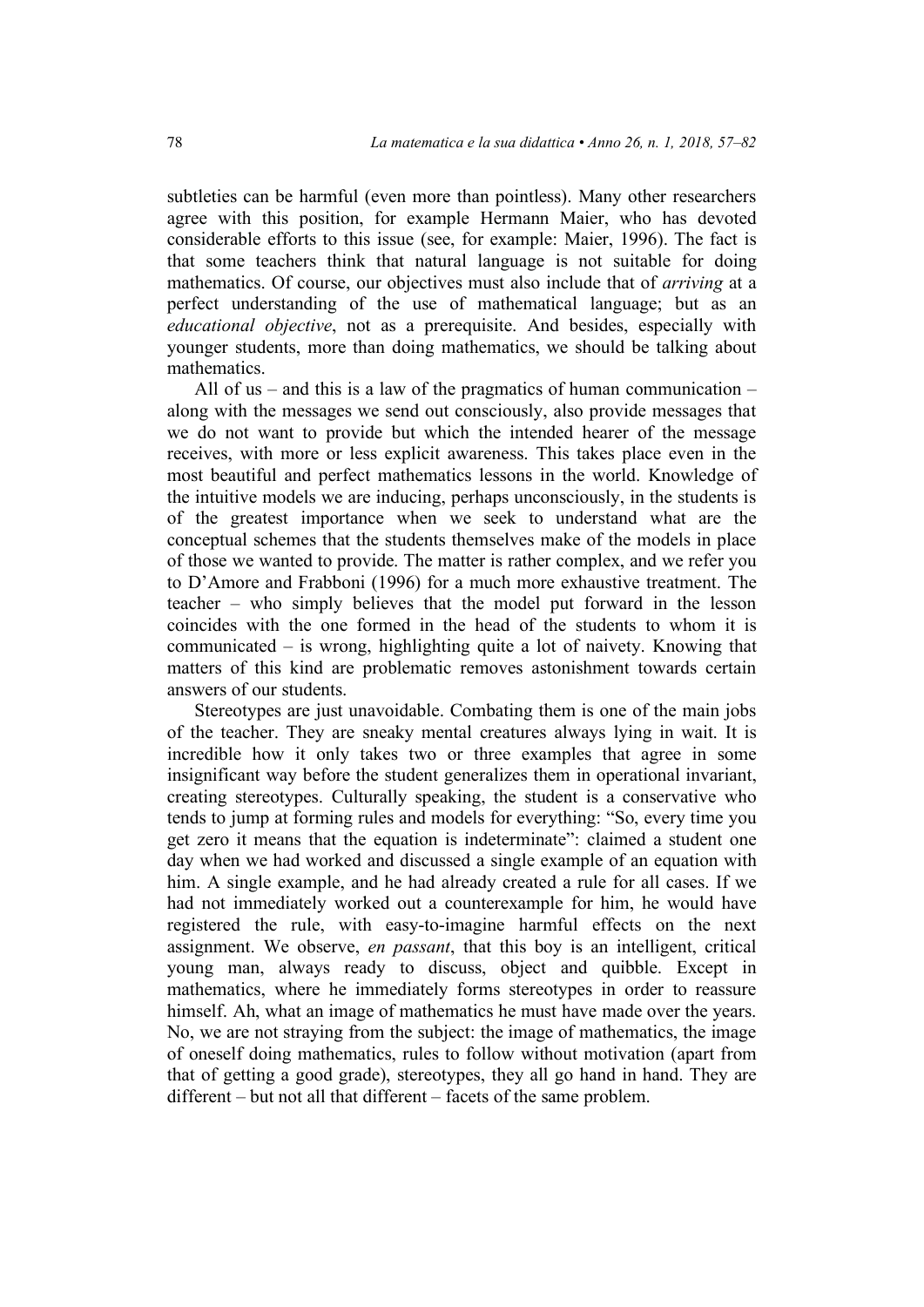subtleties can be harmful (even more than pointless). Many other researchers agree with this position, for example Hermann Maier, who has devoted considerable efforts to this issue (see, for example: Maier, 1996). The fact is that some teachers think that natural language is not suitable for doing mathematics. Of course, our objectives must also include that of *arriving* at a perfect understanding of the use of mathematical language; but as an *educational objective*, not as a prerequisite. And besides, especially with younger students, more than doing mathematics, we should be talking about mathematics.

All of us – and this is a law of the pragmatics of human communication – along with the messages we send out consciously, also provide messages that we do not want to provide but which the intended hearer of the message receives, with more or less explicit awareness. This takes place even in the most beautiful and perfect mathematics lessons in the world. Knowledge of the intuitive models we are inducing, perhaps unconsciously, in the students is of the greatest importance when we seek to understand what are the conceptual schemes that the students themselves make of the models in place of those we wanted to provide. The matter is rather complex, and we refer you to D'Amore and Frabboni (1996) for a much more exhaustive treatment. The teacher – who simply believes that the model put forward in the lesson coincides with the one formed in the head of the students to whom it is communicated – is wrong, highlighting quite a lot of naivety. Knowing that matters of this kind are problematic removes astonishment towards certain answers of our students.

Stereotypes are just unavoidable. Combating them is one of the main jobs of the teacher. They are sneaky mental creatures always lying in wait. It is incredible how it only takes two or three examples that agree in some insignificant way before the student generalizes them in operational invariant, creating stereotypes. Culturally speaking, the student is a conservative who tends to jump at forming rules and models for everything: "So, every time you get zero it means that the equation is indeterminate": claimed a student one day when we had worked and discussed a single example of an equation with him. A single example, and he had already created a rule for all cases. If we had not immediately worked out a counterexample for him, he would have registered the rule, with easy-to-imagine harmful effects on the next assignment. We observe, *en passant*, that this boy is an intelligent, critical young man, always ready to discuss, object and quibble. Except in mathematics, where he immediately forms stereotypes in order to reassure himself. Ah, what an image of mathematics he must have made over the years. No, we are not straying from the subject: the image of mathematics, the image of oneself doing mathematics, rules to follow without motivation (apart from that of getting a good grade), stereotypes, they all go hand in hand. They are different – but not all that different – facets of the same problem.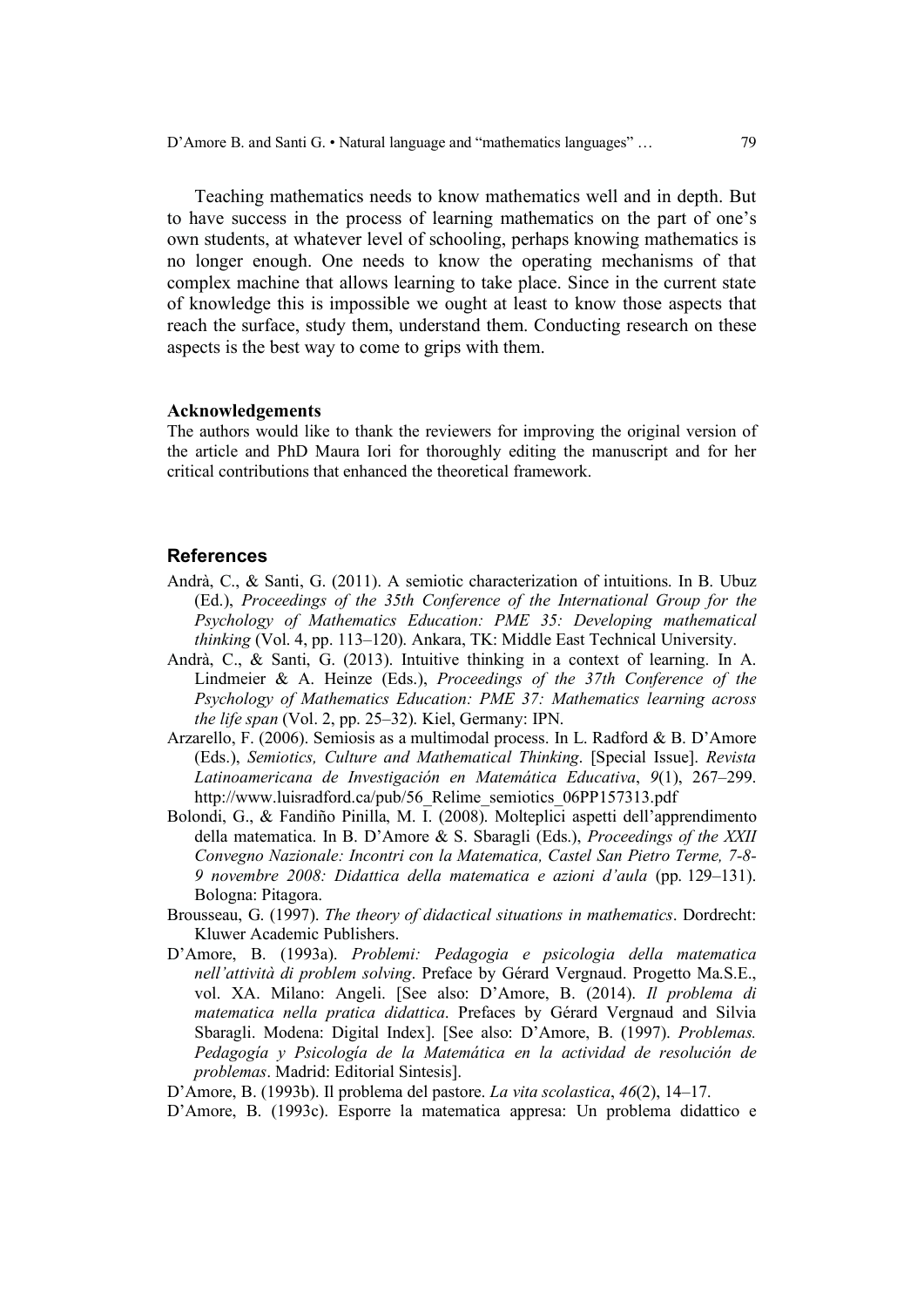Teaching mathematics needs to know mathematics well and in depth. But to have success in the process of learning mathematics on the part of one's own students, at whatever level of schooling, perhaps knowing mathematics is no longer enough. One needs to know the operating mechanisms of that complex machine that allows learning to take place. Since in the current state of knowledge this is impossible we ought at least to know those aspects that reach the surface, study them, understand them. Conducting research on these aspects is the best way to come to grips with them.

**Acknowledgements**

The authors would like to thank the reviewers for improving the original version of the article and PhD Maura Iori for thoroughly editing the manuscript and for her critical contributions that enhanced the theoretical framework.

## References

Andrà, C., & Santi, G. (2011). A semiotic characterization of intuitions. In B. Ubuz (Ed.), *Proceedings of the 35th Conference of the International Group for the Psychology of Mathematics Education: PME 35: Developing mathematical thinking* (Vol. 4, pp. 113–120). Ankara, TK: Middle East Technical University.

Andrà, C., & Santi, G. (2013). Intuitive thinking in a context of learning. In A. Lindmeier & A. Heinze (Eds.), *Proceedings of the 37th Conference of the Psychology of Mathematics Education: PME 37: Mathematics learning across the life span* (Vol. 2, pp. 25–32). Kiel, Germany: IPN.

Arzarello, F. (2006). Semiosis as a multimodal process. In L. Radford & B. D'Amore (Eds.), *Semiotics, Culture and Mathematical Thinking*. [Special Issue]. *Revista Latinoamericana de Investigación en Matemática Educativa*, *9*(1), 267–299. http://www.luisradford.ca/pub/56_Relime_semiotics_06PP157313.pdf

Bolondi, G., & Fandiño Pinilla, M. I. (2008). Molteplici aspetti dell'apprendimento della matematica. In B. D'Amore & S. Sbaragli (Eds.), *Proceedings of the XXII Convegno Nazionale: Incontri con la Matematica, Castel San Pietro Terme, 7-8-9 novembre 2008: Didattica della matematica e azioni d'aula* (pp. 129–131). Bologna: Pitagora.

Brousseau, G. (1997). *The theory of didactical situations in mathematics*. Dordrecht: Kluwer Academic Publishers.

D'Amore, B. (1993a). *Problemi: Pedagogia e psicologia della matematica nell'attività di problem solving*. Preface by Gérard Vergnaud. Progetto Ma.S.E., vol. XA. Milano: Angeli. [See also: D'Amore, B. (2014). *Il problema di matematica nella pratica didattica*. Prefaces by Gérard Vergnaud and Silvia Sbaragli. Modena: Digital Index]. [See also: D'Amore, B. (1997). *Problemas. Pedagogía y Psicología de la Matemática en la actividad de resolución de problemas*. Madrid: Editorial Sintesis].

D'Amore, B. (1993b). Il problema del pastore. *La vita scolastica*, *46*(2), 14–17.

D'Amore, B. (1993c). Esporre la matematica appresa: Un problema didattico e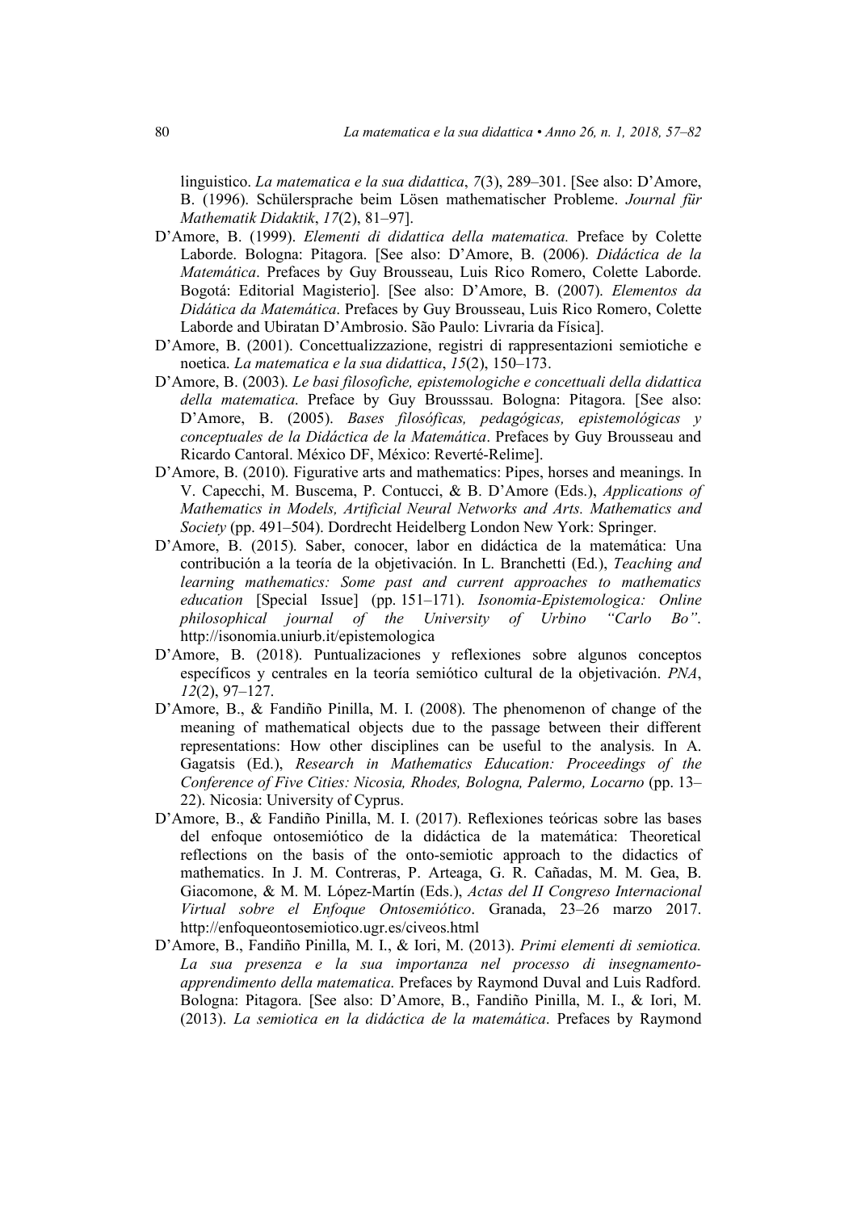linguistico. *La matematica e la sua didattica*, *7*(3), 289–301. [See also: D'Amore, B. (1996). Schülersprache beim Lösen mathematischer Probleme. *Journal für Mathematik Didaktik*, *17*(2), 81–97].

D'Amore, B. (1999). *Elementi di didattica della matematica.* Preface by Colette Laborde. Bologna: Pitagora. [See also: D'Amore, B. (2006). *Didáctica de la Matemática*. Prefaces by Guy Brousseau, Luis Rico Romero, Colette Laborde. Bogotá: Editorial Magisterio]. [See also: D'Amore, B. (2007). *Elementos da Didática da Matemática*. Prefaces by Guy Brousseau, Luis Rico Romero, Colette Laborde and Ubiratan D'Ambrosio. São Paulo: Livraria da Física].

D'Amore, B. (2001). Concettualizzazione, registri di rappresentazioni semiotiche e noetica. *La matematica e la sua didattica*, *15*(2), 150–173.

D'Amore, B. (2003). *Le basi filosofiche, epistemologiche e concettuali della didattica della matematica*. Preface by Guy Brousssau. Bologna: Pitagora. [See also: D'Amore, B. (2005). *Bases filosóficas, pedagógicas, epistemológicas y conceptuales de la Didáctica de la Matemática*. Prefaces by Guy Brousseau and Ricardo Cantoral. México DF, México: Reverté-Relime].

D'Amore, B. (2010). Figurative arts and mathematics: Pipes, horses and meanings. In V. Capecchi, M. Buscema, P. Contucci, & B. D'Amore (Eds.), *Applications of Mathematics in Models, Artificial Neural Networks and Arts. Mathematics and Society* (pp. 491–504). Dordrecht Heidelberg London New York: Springer.

D'Amore, B. (2015). Saber, conocer, labor en didáctica de la matemática: Una contribución a la teoría de la objetivación. In L. Branchetti (Ed.), *Teaching and learning mathematics: Some past and current approaches to mathematics education* [Special Issue] (pp. 151–171). *Isonomia-Epistemologica: Online philosophical journal of the University of Urbino "Carlo Bo"*. http://isonomia.uniurb.it/epistemologica

D'Amore, B. (2018). Puntualizaciones y reflexiones sobre algunos conceptos específicos y centrales en la teoría semiótico cultural de la objetivación. *PNA*, *12*(2), 97–127.

D'Amore, B., & Fandiño Pinilla, M. I. (2008). The phenomenon of change of the meaning of mathematical objects due to the passage between their different representations: How other disciplines can be useful to the analysis. In A. Gagatsis (Ed.), *Research in Mathematics Education: Proceedings of the Conference of Five Cities: Nicosia, Rhodes, Bologna, Palermo, Locarno* (pp. 13–22). Nicosia: University of Cyprus.

D'Amore, B., & Fandiño Pinilla, M. I. (2017). Reflexiones teóricas sobre las bases del enfoque ontosemiótico de la didáctica de la matemática: Theoretical reflections on the basis of the onto-semiotic approach to the didactics of mathematics. In J. M. Contreras, P. Arteaga, G. R. Cañadas, M. M. Gea, B. Giacomone, & M. M. López-Martín (Eds.), *Actas del II Congreso Internacional Virtual sobre el Enfoque Ontosemiótico*. Granada, 23–26 marzo 2017. http://enfoqueontosemiotico.ugr.es/civeos.html

D'Amore, B., Fandiño Pinilla, M. I., & Iori, M. (2013). *Primi elementi di semiotica. La sua presenza e la sua importanza nel processo di insegnamento-apprendimento della matematica*. Prefaces by Raymond Duval and Luis Radford. Bologna: Pitagora. [See also: D'Amore, B., Fandiño Pinilla, M. I., & Iori, M. (2013). *La semiotica en la didáctica de la matemática*. Prefaces by Raymond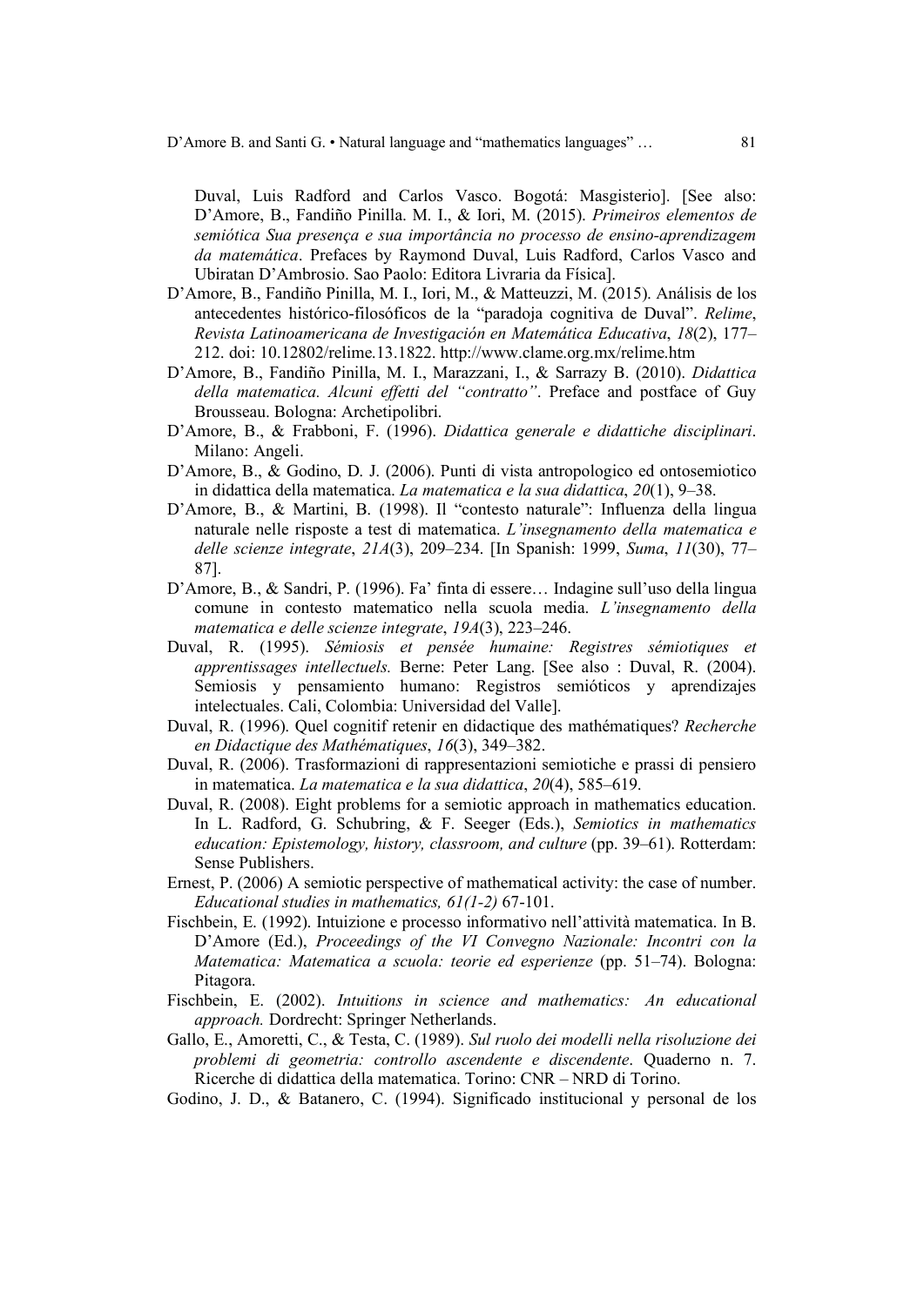Duval, Luis Radford and Carlos Vasco. Bogotá: Masgisterio]. [See also: D'Amore, B., Fandiño Pinilla. M. I., & Iori, M. (2015). *Primeiros elementos de semiótica Sua presença e sua importância no processo de ensino-aprendizagem da matemática*. Prefaces by Raymond Duval, Luis Radford, Carlos Vasco and Ubiratan D'Ambrosio. Sao Paolo: Editora Livraria da Física].

D'Amore, B., Fandiño Pinilla, M. I., Iori, M., & Matteuzzi, M. (2015). Análisis de los antecedentes histórico-filosóficos de la "paradoja cognitiva de Duval". *Relime, Revista Latinoamericana de Investigación en Matemática Educativa*, *18*(2), 177–212. doi: 10.12802/relime.13.1822. http://www.clame.org.mx/relime.htm

D'Amore, B., Fandiño Pinilla, M. I., Marazzani, I., & Sarrazy B. (2010). *Didattica della matematica. Alcuni effetti del "contratto"*. Preface and postface of Guy Brousseau. Bologna: Archetipolibri.

D'Amore, B., & Frabboni, F. (1996). *Didattica generale e didattiche disciplinari*. Milano: Angeli.

D'Amore, B., & Godino, D. J. (2006). Punti di vista antropologico ed ontosemiotico in didattica della matematica. *La matematica e la sua didattica*, *20*(1), 9–38.

D'Amore, B., & Martini, B. (1998). Il "contesto naturale": Influenza della lingua naturale nelle risposte a test di matematica. *L'insegnamento della matematica e delle scienze integrate*, *21A*(3), 209–234. [In Spanish: 1999, *Suma*, *11*(30), 77–87].

D'Amore, B., & Sandri, P. (1996). Fa' finta di essere… Indagine sull'uso della lingua comune in contesto matematico nella scuola media. *L'insegnamento della matematica e delle scienze integrate*, *19A*(3), 223–246.

Duval, R. (1995). *Sémiosis et pensée humaine: Registres sémiotiques et apprentissages intellectuels.* Berne: Peter Lang. [See also : Duval, R. (2004). Semiosis y pensamiento humano: Registros semióticos y aprendizajes intelectuales. Cali, Colombia: Universidad del Valle].

Duval, R. (1996). Quel cognitif retenir en didactique des mathématiques? *Recherche en Didactique des Mathématiques*, *16*(3), 349–382.

Duval, R. (2006). Trasformazioni di rappresentazioni semiotiche e prassi di pensiero in matematica. *La matematica e la sua didattica*, *20*(4), 585–619.

Duval, R. (2008). Eight problems for a semiotic approach in mathematics education. In L. Radford, G. Schubring, & F. Seeger (Eds.), *Semiotics in mathematics education: Epistemology, history, classroom, and culture* (pp. 39–61). Rotterdam: Sense Publishers.

Ernest, P. (2006) A semiotic perspective of mathematical activity: the case of number. *Educational studies in mathematics, 61(1-2)* 67-101.

Fischbein, E. (1992). Intuizione e processo informativo nell'attività matematica. In B. D'Amore (Ed.), *Proceedings of the VI Convegno Nazionale: Incontri con la Matematica: Matematica a scuola: teorie ed esperienze* (pp. 51–74). Bologna: Pitagora.

Fischbein, E. (2002). *Intuitions in science and mathematics: An educational approach.* Dordrecht: Springer Netherlands.

Gallo, E., Amoretti, C., & Testa, C. (1989). *Sul ruolo dei modelli nella risoluzione dei problemi di geometria: controllo ascendente e discendente*. Quaderno n. 7. Ricerche di didattica della matematica. Torino: CNR – NRD di Torino.

Godino, J. D., & Batanero, C. (1994). Significado institucional y personal de los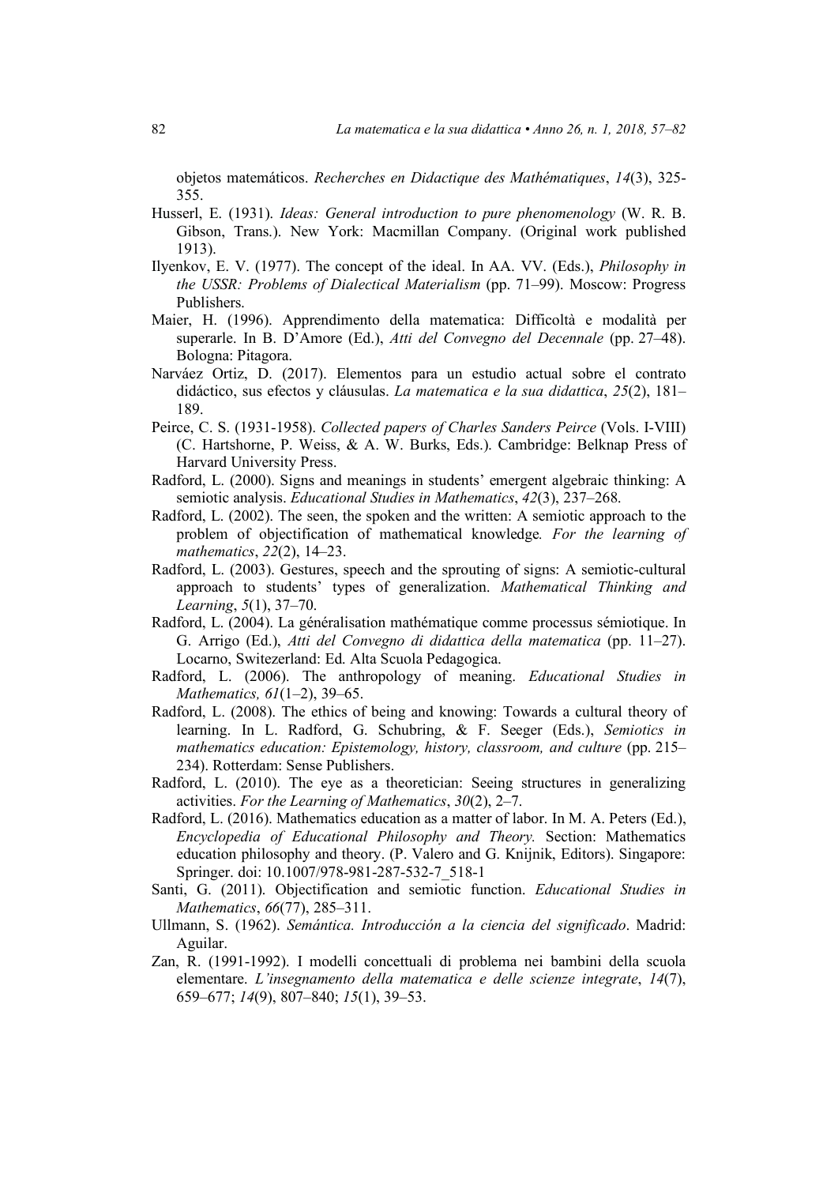objetos matemáticos. *Recherches en Didactique des Mathématiques*, *14*(3), 325-355.

Husserl, E. (1931). *Ideas: General introduction to pure phenomenology* (W. R. B. Gibson, Trans.). New York: Macmillan Company. (Original work published 1913).

Ilyenkov, E. V. (1977). The concept of the ideal. In AA. VV. (Eds.), *Philosophy in the USSR: Problems of Dialectical Materialism* (pp. 71–99). Moscow: Progress Publishers.

Maier, H. (1996). Apprendimento della matematica: Difficoltà e modalità per superarle. In B. D'Amore (Ed.), *Atti del Convegno del Decennale* (pp. 27–48). Bologna: Pitagora.

Narváez Ortiz, D. (2017). Elementos para un estudio actual sobre el contrato didáctico, sus efectos y cláusulas. *La matematica e la sua didattica*, *25*(2), 181–189.

Peirce, C. S. (1931-1958). *Collected papers of Charles Sanders Peirce* (Vols. I-VIII) (C. Hartshorne, P. Weiss, & A. W. Burks, Eds.). Cambridge: Belknap Press of Harvard University Press.

Radford, L. (2000). Signs and meanings in students' emergent algebraic thinking: A semiotic analysis. *Educational Studies in Mathematics*, *42*(3), 237–268.

Radford, L. (2002). The seen, the spoken and the written: A semiotic approach to the problem of objectification of mathematical knowledge. *For the learning of mathematics*, *22*(2), 14–23.

Radford, L. (2003). Gestures, speech and the sprouting of signs: A semiotic-cultural approach to students' types of generalization. *Mathematical Thinking and Learning*, *5*(1), 37–70.

Radford, L. (2004). La généralisation mathématique comme processus sémiotique. In G. Arrigo (Ed.), *Atti del Convegno di didattica della matematica* (pp. 11–27). Locarno, Switezerland: Ed. Alta Scuola Pedagogica.

Radford, L. (2006). The anthropology of meaning. *Educational Studies in Mathematics, 61*(1–2), 39–65.

Radford, L. (2008). The ethics of being and knowing: Towards a cultural theory of learning. In L. Radford, G. Schubring, & F. Seeger (Eds.), *Semiotics in mathematics education: Epistemology, history, classroom, and culture* (pp. 215–234). Rotterdam: Sense Publishers.

Radford, L. (2010). The eye as a theoretician: Seeing structures in generalizing activities. *For the Learning of Mathematics*, *30*(2), 2–7.

Radford, L. (2016). Mathematics education as a matter of labor. In M. A. Peters (Ed.), *Encyclopedia of Educational Philosophy and Theory.* Section: Mathematics education philosophy and theory. (P. Valero and G. Knijnik, Editors). Singapore: Springer. doi: 10.1007/978-981-287-532-7_518-1

Santi, G. (2011). Objectification and semiotic function. *Educational Studies in Mathematics*, *66*(77), 285–311.

Ullmann, S. (1962). *Semántica. Introducción a la ciencia del significado*. Madrid: Aguilar.

Zan, R. (1991-1992). I modelli concettuali di problema nei bambini della scuola elementare. *L'insegnamento della matematica e delle scienze integrate*, *14*(7), 659–677; *14*(9), 807–840; *15*(1), 39–53.